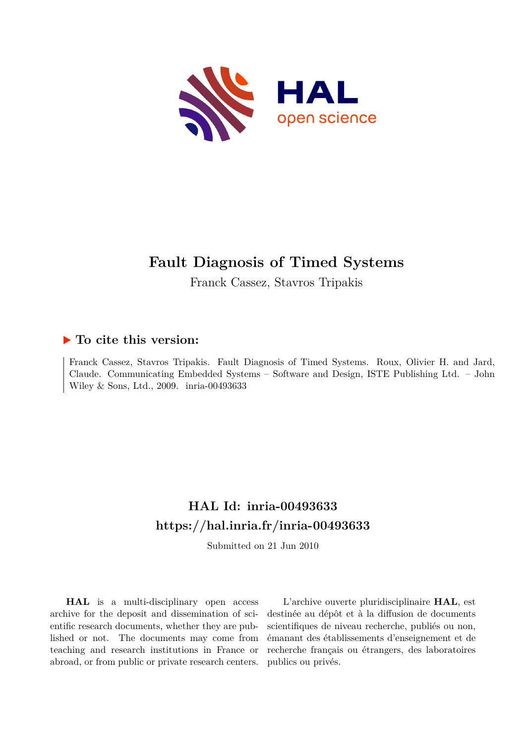# Fault Diagnosis of Timed Systems

Franck Cassez, Stavros Tripakis

## ► To cite this version:

Franck Cassez, Stavros Tripakis. Fault Diagnosis of Timed Systems. Roux, Olivier H. and Jard, Claude. Communicating Embedded Systems – Software and Design, ISTE Publishing Ltd. – John Wiley & Sons, Ltd., 2009. inria-00493633

## HAL Id: inria-00493633

## https://hal.inria.fr/inria-00493633

Submitted on 21 Jun 2010

**HAL** is a multi-disciplinary open access archive for the deposit and dissemination of scientific research documents, whether they are published or not. The documents may come from teaching and research institutions in France or abroad, or from public or private research centers.

L'archive ouverte pluridisciplinaire **HAL**, est destinée au dépôt et à la diffusion de documents scientifiques de niveau recherche, publiés ou non, émanant des établissements d'enseignement et de recherche français ou étrangers, des laboratoires publics ou privés.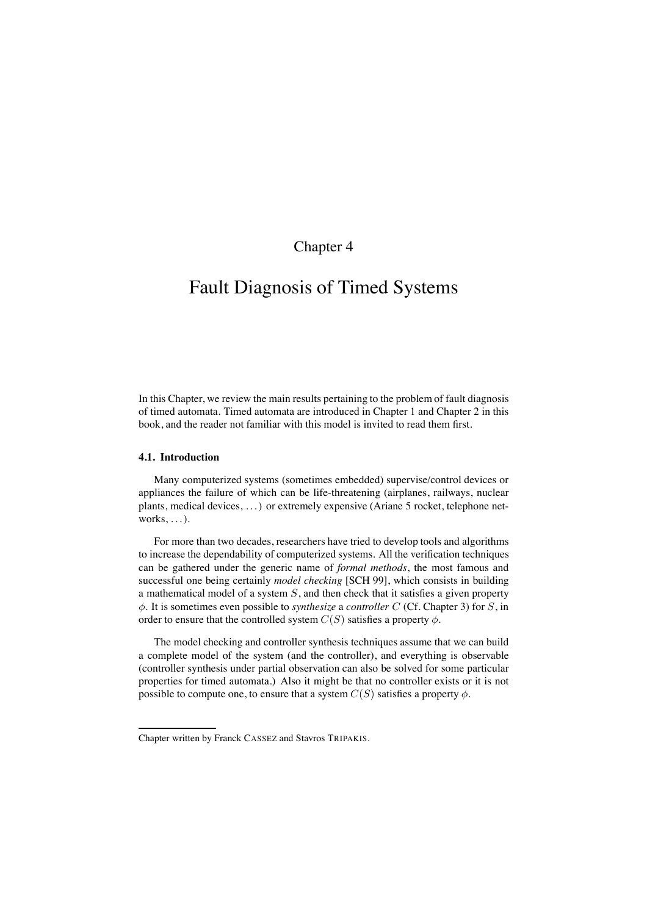# Chapter 4

# Fault Diagnosis of Timed Systems

In this Chapter, we review the main results pertaining to the problem of fault diagnosis of timed automata. Timed automata are introduced in Chapter 1 and Chapter 2 in this book, and the reader not familiar with this model is invited to read them first.

### 4.1. Introduction

Many computerized systems (sometimes embedded) supervise/control devices or appliances the failure of which can be life-threatening (airplanes, railways, nuclear plants, medical devices, ...) or extremely expensive (Ariane 5 rocket, telephone networks, ...).

For more than two decades, researchers have tried to develop tools and algorithms to increase the dependability of computerized systems. All the verification techniques can be gathered under the generic name of *formal methods*, the most famous and successful one being certainly *model checking* [SCH 99], which consists in building a mathematical model of a system $S$, and then check that it satisfies a given property $\phi$. It is sometimes even possible to *synthesize* a *controller* $C$ (Cf. Chapter 3) for $S$, in order to ensure that the controlled system $C(S)$ satisfies a property $\phi$.

The model checking and controller synthesis techniques assume that we can build a complete model of the system (and the controller), and everything is observable (controller synthesis under partial observation can also be solved for some particular properties for timed automata.) Also it might be that no controller exists or it is not possible to compute one, to ensure that a system $C(S)$ satisfies a property $\phi$.

Chapter written by Franck CASSEZ and Stavros TRIPAKIS.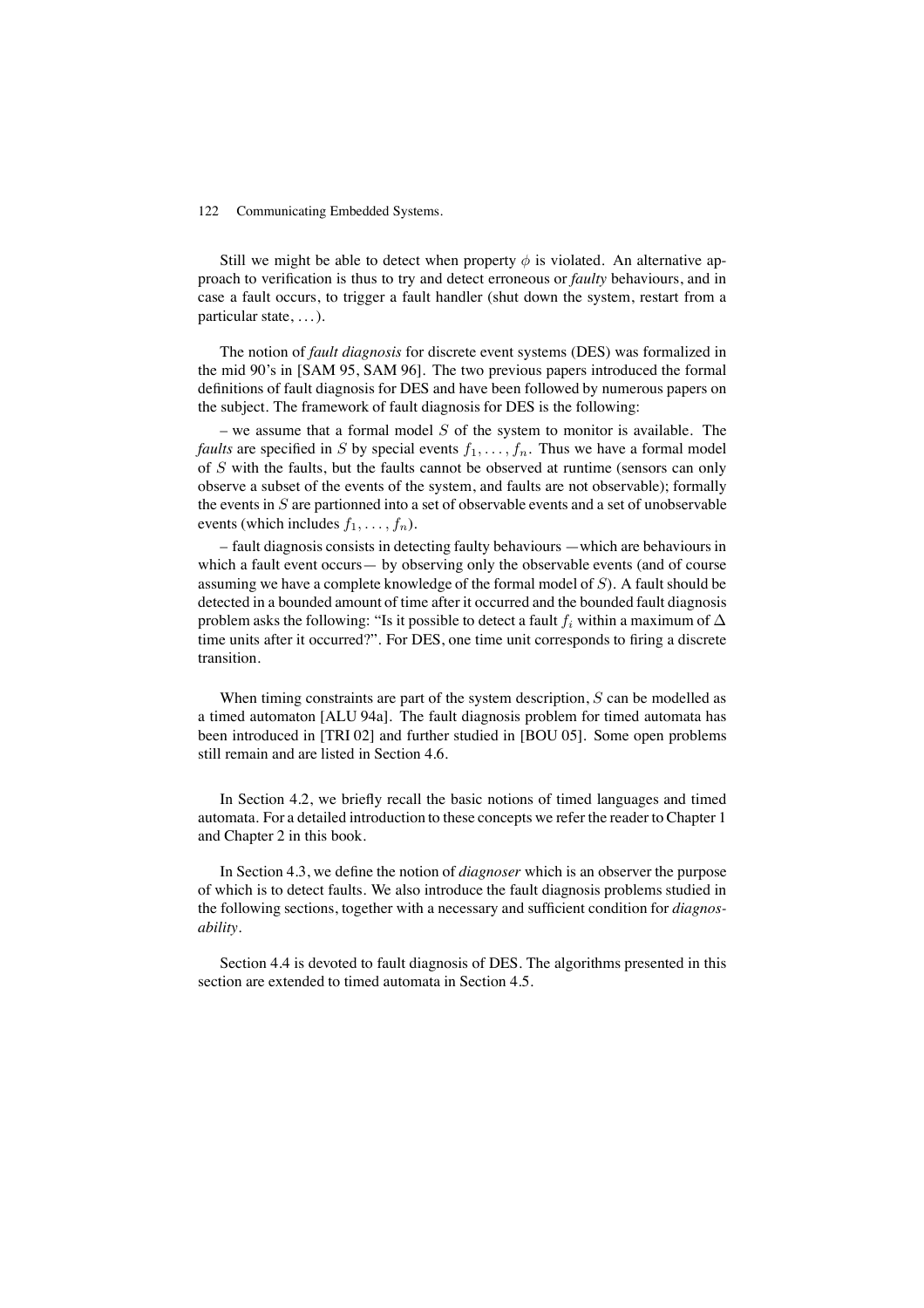Still we might be able to detect when property $\phi$ is violated. An alternative approach to verification is thus to try and detect erroneous or *faulty* behaviours, and in case a fault occurs, to trigger a fault handler (shut down the system, restart from a particular state, ...).

The notion of *fault diagnosis* for discrete event systems (DES) was formalized in the mid 90's in [SAM 95, SAM 96]. The two previous papers introduced the formal definitions of fault diagnosis for DES and have been followed by numerous papers on the subject. The framework of fault diagnosis for DES is the following:

– we assume that a formal model $S$ of the system to monitor is available. The *faults* are specified in $S$ by special events $f_1, \ldots, f_n$. Thus we have a formal model of $S$ with the faults, but the faults cannot be observed at runtime (sensors can only observe a subset of the events of the system, and faults are not observable); formally the events in $S$ are partionned into a set of observable events and a set of unobservable events (which includes $f_1, \ldots, f_n$).

– fault diagnosis consists in detecting faulty behaviours —which are behaviours in which a fault event occurs— by observing only the observable events (and of course assuming we have a complete knowledge of the formal model of $S$). A fault should be detected in a bounded amount of time after it occurred and the bounded fault diagnosis problem asks the following: "Is it possible to detect a fault $f_i$ within a maximum of $\Delta$ time units after it occurred?". For DES, one time unit corresponds to firing a discrete transition.

When timing constraints are part of the system description, $S$ can be modelled as a timed automaton [ALU 94a]. The fault diagnosis problem for timed automata has been introduced in [TRI 02] and further studied in [BOU 05]. Some open problems still remain and are listed in Section 4.6.

In Section 4.2, we briefly recall the basic notions of timed languages and timed automata. For a detailed introduction to these concepts we refer the reader to Chapter 1 and Chapter 2 in this book.

In Section 4.3, we define the notion of *diagnoser* which is an observer the purpose of which is to detect faults. We also introduce the fault diagnosis problems studied in the following sections, together with a necessary and sufficient condition for *diagnosability*.

Section 4.4 is devoted to fault diagnosis of DES. The algorithms presented in this section are extended to timed automata in Section 4.5.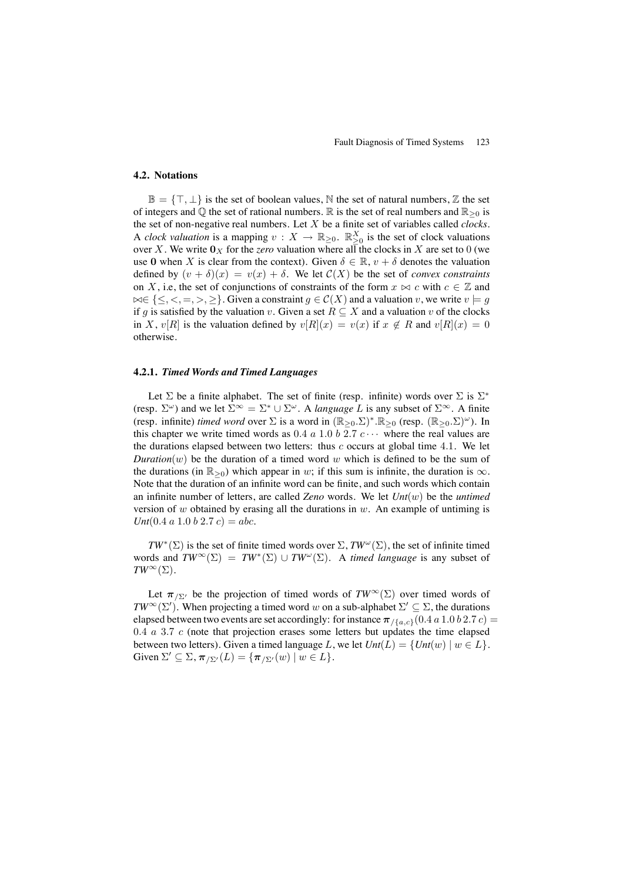### 4.2. Notations

$\mathbb{B} = \{\top, \bot\}$ is the set of boolean values, $\mathbb{N}$ the set of natural numbers, $\mathbb{Z}$ the set of integers and $\mathbb{Q}$ the set of rational numbers. $\mathbb{R}$ is the set of real numbers and $\mathbb{R}_{\geq 0}$ is the set of non-negative real numbers. Let $X$ be a finite set of variables called *clocks*. A *clock valuation* is a mapping $v : X \rightarrow \mathbb{R}_{\geq 0}$. $\mathbb{R}_{\geq 0}^X$ is the set of clock valuations over $X$. We write $\mathbf{0}_X$ for the *zero* valuation where all the clocks in $X$ are set to 0 (we use $\mathbf{0}$ when $X$ is clear from the context). Given $\delta \in \mathbb{R}$, $v + \delta$ denotes the valuation defined by $(v + \delta)(x) = v(x) + \delta$. We let $\mathcal{C}(X)$ be the set of *convex constraints* on $X$, i.e, the set of conjunctions of constraints of the form $x \bowtie c$ with $c \in \mathbb{Z}$ and $\bowtie \in \{\leq, <, =, >, \geq\}$. Given a constraint $g \in \mathcal{C}(X)$ and a valuation $v$, we write $v \models g$ if $g$ is satisfied by the valuation $v$. Given a set $R \subseteq X$ and a valuation $v$ of the clocks in $X$, $v[R]$ is the valuation defined by $v[R](x) = v(x)$ if $x \notin R$ and $v[R](x) = 0$ otherwise.

#### 4.2.1. *Timed Words and Timed Languages*

Let $\Sigma$ be a finite alphabet. The set of finite (resp. infinite) words over $\Sigma$ is $\Sigma^*$ (resp. $\Sigma^\omega$) and we let $\Sigma^\infty = \Sigma^* \cup \Sigma^\omega$. A *language* $L$ is any subset of $\Sigma^\infty$. A finite (resp. infinite) *timed word* over $\Sigma$ is a word in $(\mathbb{R}_{\geq 0}.\Sigma)^*.\mathbb{R}_{\geq 0}$ (resp. $(\mathbb{R}_{\geq 0}.\Sigma)^\omega$). In this chapter we write timed words as $0.4\ a\ 1.0\ b\ 2.7\ c \cdots$ where the real values are the durations elapsed between two letters: thus $c$ occurs at global time $4.1$. We let *Duration*$(w)$ be the duration of a timed word $w$ which is defined to be the sum of the durations (in $\mathbb{R}_{\geq 0}$) which appear in $w$; if this sum is infinite, the duration is $\infty$. Note that the duration of an infinite word can be finite, and such words which contain an infinite number of letters, are called *Zeno* words. We let *Unt*$(w)$ be the *untimed* version of $w$ obtained by erasing all the durations in $w$. An example of untiming is *Unt*$(0.4\ a\ 1.0\ b\ 2.7\ c) = abc$.

$TW^*(\Sigma)$ is the set of finite timed words over $\Sigma$, $TW^\omega(\Sigma)$, the set of infinite timed words and $TW^\infty(\Sigma) = TW^*(\Sigma) \cup TW^\omega(\Sigma)$. A *timed language* is any subset of $TW^\infty(\Sigma)$.

Let $\boldsymbol{\pi}_{/\Sigma'}$ be the projection of timed words of $TW^\infty(\Sigma)$ over timed words of $TW^\infty(\Sigma')$. When projecting a timed word $w$ on a sub-alphabet $\Sigma' \subseteq \Sigma$, the durations elapsed between two events are set accordingly: for instance $\boldsymbol{\pi}_{/\{a,c\}}(0.4\ a\ 1.0\ b\ 2.7\ c) = 0.4\ a\ 3.7\ c$ (note that projection erases some letters but updates the time elapsed between two letters). Given a timed language $L$, we let *Unt*$(L) = \{$*Unt*$(w) \mid w \in L\}$. Given $\Sigma' \subseteq \Sigma$, $\boldsymbol{\pi}_{/\Sigma'}(L) = \{\boldsymbol{\pi}_{/\Sigma'}(w) \mid w \in L\}$.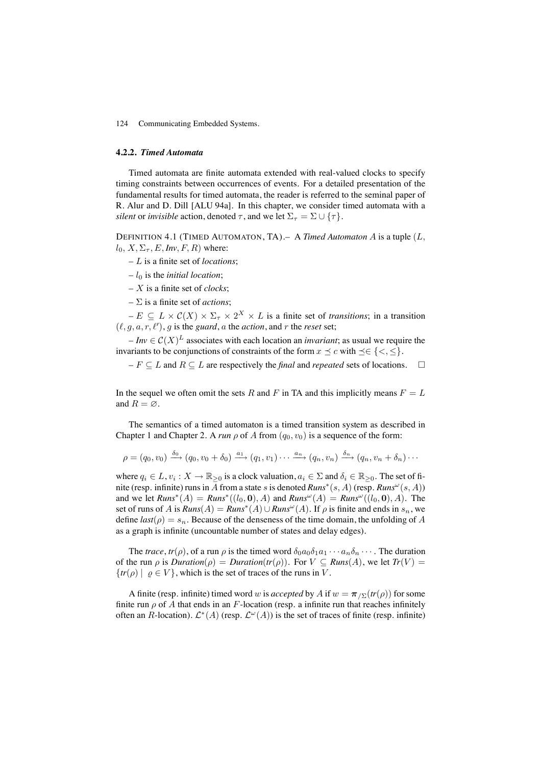### 4.2.2. *Timed Automata*

Timed automata are finite automata extended with real-valued clocks to specify timing constraints between occurrences of events. For a detailed presentation of the fundamental results for timed automata, the reader is referred to the seminal paper of R. Alur and D. Dill [ALU 94a]. In this chapter, we consider timed automata with a *silent* or *invisible* action, denoted $\tau$, and we let $\Sigma_\tau = \Sigma \cup \{\tau\}$.

DEFINITION 4.1 (TIMED AUTOMATON, TA).– A *Timed Automaton* $A$ is a tuple $(L, l_0, X, \Sigma_\tau, E, \mathit{Inv}, F, R)$ where:

– $L$ is a finite set of *locations*;

– $l_0$ is the *initial location*;

– $X$ is a finite set of *clocks*;

– $\Sigma$ is a finite set of *actions*;

– $E \subseteq L \times \mathcal{C}(X) \times \Sigma_\tau \times 2^X \times L$ is a finite set of *transitions*; in a transition $(\ell, g, a, r, \ell')$, $g$ is the *guard*, $a$ the *action*, and $r$ the *reset* set;

– $\mathit{Inv} \in \mathcal{C}(X)^L$ associates with each location an *invariant*; as usual we require the invariants to be conjunctions of constraints of the form $x \preceq c$ with $\preceq \in \{<, \leq\}$.

– $F \subseteq L$ and $R \subseteq L$ are respectively the *final* and *repeated* sets of locations. $\square$

In the sequel we often omit the sets $R$ and $F$ in TA and this implicitly means $F = L$ and $R = \varnothing$.

The semantics of a timed automaton is a timed transition system as described in Chapter 1 and Chapter 2. A *run* $\rho$ of $A$ from $(q_0, v_0)$ is a sequence of the form:

$$\rho = (q_0, v_0) \xrightarrow{\delta_0} (q_0, v_0 + \delta_0) \xrightarrow{a_1} (q_1, v_1) \cdots \xrightarrow{a_n} (q_n, v_n) \xrightarrow{\delta_n} (q_n, v_n + \delta_n) \cdots$$

where $q_i \in L$, $v_i : X \rightarrow \mathbb{R}_{\geq 0}$ is a clock valuation, $a_i \in \Sigma$ and $\delta_i \in \mathbb{R}_{\geq 0}$. The set of finite (resp. infinite) runs in $A$ from a state $s$ is denoted $\mathit{Runs}^*(s, A)$ (resp. $\mathit{Runs}^\omega(s, A)$) and we let $\mathit{Runs}^*(A) = \mathit{Runs}^*((l_0, \mathbf{0}), A)$ and $\mathit{Runs}^\omega(A) = \mathit{Runs}^\omega((l_0, \mathbf{0}), A)$. The set of runs of $A$ is $\mathit{Runs}(A) = \mathit{Runs}^*(A) \cup \mathit{Runs}^\omega(A)$. If $\rho$ is finite and ends in $s_n$, we define $\mathit{last}(\rho) = s_n$. Because of the denseness of the time domain, the unfolding of $A$ as a graph is infinite (uncountable number of states and delay edges).

The *trace*, $\mathit{tr}(\rho)$, of a run $\rho$ is the timed word $\delta_0 a_0 \delta_1 a_1 \cdots a_n \delta_n \cdots$. The duration of the run $\rho$ is $\mathit{Duration}(\rho) = \mathit{Duration}(\mathit{tr}(\rho))$. For $V \subseteq \mathit{Runs}(A)$, we let $\mathit{Tr}(V) = \{\mathit{tr}(\rho) \mid \varrho \in V\}$, which is the set of traces of the runs in $V$.

A finite (resp. infinite) timed word $w$ is *accepted* by $A$ if $w = \boldsymbol{\pi}_{/\Sigma}(\mathit{tr}(\rho))$ for some finite run $\rho$ of $A$ that ends in an $F$-location (resp. a infinite run that reaches infinitely often an $R$-location). $\mathcal{L}^*(A)$ (resp. $\mathcal{L}^\omega(A)$) is the set of traces of finite (resp. infinite)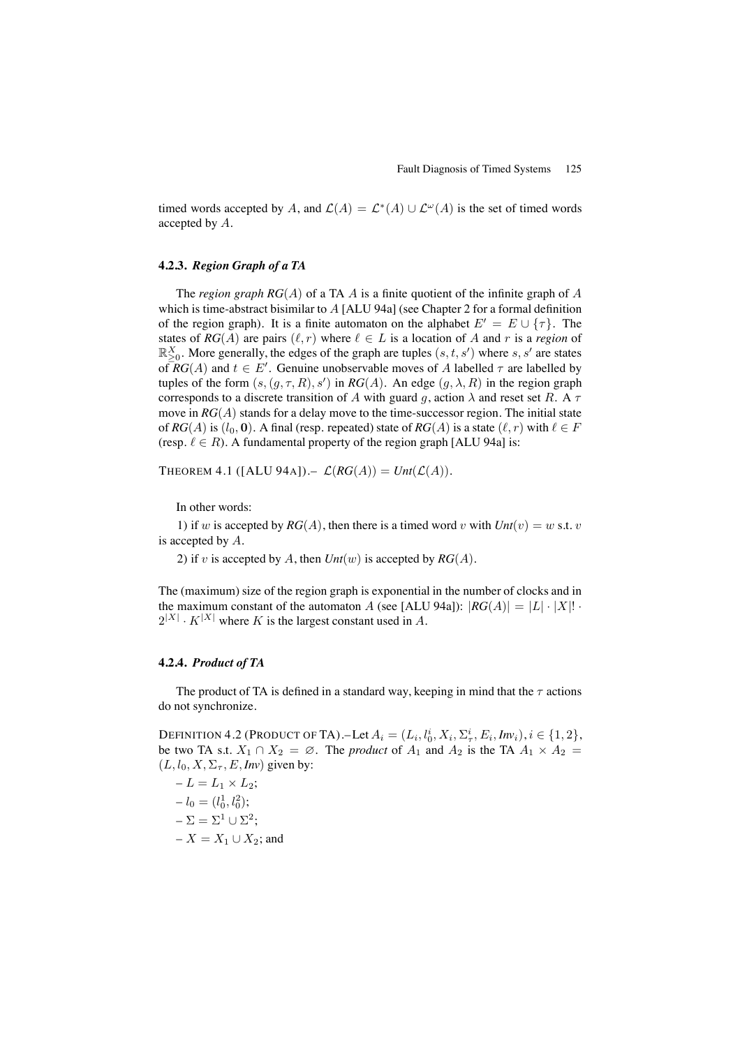timed words accepted by $A$, and $\mathcal{L}(A) = \mathcal{L}^*(A) \cup \mathcal{L}^\omega(A)$ is the set of timed words accepted by $A$.

### 4.2.3. *Region Graph of a TA*

The *region graph* $RG(A)$ of a TA $A$ is a finite quotient of the infinite graph of $A$ which is time-abstract bisimilar to $A$ [ALU 94a] (see Chapter 2 for a formal definition of the region graph). It is a finite automaton on the alphabet $E' = E \cup \{\tau\}$. The states of $RG(A)$ are pairs $(\ell, r)$ where $\ell \in L$ is a location of $A$ and $r$ is a *region* of $\mathbb{R}^X_{\geq 0}$. More generally, the edges of the graph are tuples $(s, t, s')$ where $s, s'$ are states of $RG(A)$ and $t \in E'$. Genuine unobservable moves of $A$ labelled $\tau$ are labelled by tuples of the form $(s, (g, \tau, R), s')$ in $RG(A)$. An edge $(g, \lambda, R)$ in the region graph corresponds to a discrete transition of $A$ with guard $g$, action $\lambda$ and reset set $R$. A $\tau$ move in $RG(A)$ stands for a delay move to the time-successor region. The initial state of $RG(A)$ is $(l_0, \mathbf{0})$. A final (resp. repeated) state of $RG(A)$ is a state $(\ell, r)$ with $\ell \in F$ (resp. $\ell \in R$). A fundamental property of the region graph [ALU 94a] is:

THEOREM 4.1 ([ALU 94A]).– $\mathcal{L}(RG(A)) = Unt(\mathcal{L}(A))$.

In other words:

1) if $w$ is accepted by $RG(A)$, then there is a timed word $v$ with $Unt(v) = w$ s.t. $v$ is accepted by $A$.

2) if $v$ is accepted by $A$, then $Unt(w)$ is accepted by $RG(A)$.

The (maximum) size of the region graph is exponential in the number of clocks and in the maximum constant of the automaton $A$ (see [ALU 94a]): $|RG(A)| = |L| \cdot |X|! \cdot 2^{|X|} \cdot K^{|X|}$ where $K$ is the largest constant used in $A$.

### 4.2.4. *Product of TA*

The product of TA is defined in a standard way, keeping in mind that the $\tau$ actions do not synchronize.

DEFINITION 4.2 (PRODUCT OF TA).–Let $A_i = (L_i, l_0^i, X_i, \Sigma_\tau^i, E_i, Inv_i), i \in \{1, 2\}$, be two TA s.t. $X_1 \cap X_2 = \varnothing$. The *product* of $A_1$ and $A_2$ is the TA $A_1 \times A_2 = (L, l_0, X, \Sigma_\tau, E, Inv)$ given by:

– $L = L_1 \times L_2$;

– $l_0 = (l_0^1, l_0^2)$;

– $\Sigma = \Sigma^1 \cup \Sigma^2$;

– $X = X_1 \cup X_2$; and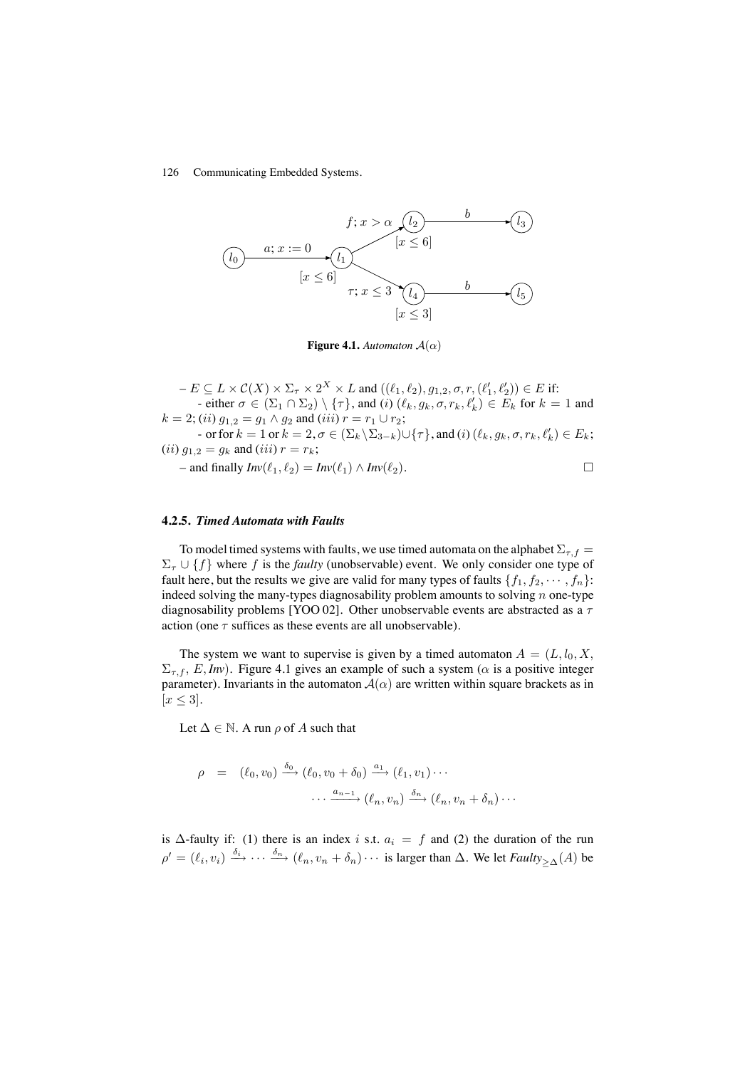**Figure 4.1.** *Automaton $\mathcal{A}(\alpha)$*

– $E \subseteq L \times \mathcal{C}(X) \times \Sigma_\tau \times 2^X \times L$ and $((\ell_1, \ell_2), g_{1,2}, \sigma, r, (\ell'_1, \ell'_2)) \in E$ if:
- either $\sigma \in (\Sigma_1 \cap \Sigma_2) \setminus \{\tau\}$, and $(i)$ $(\ell_k, g_k, \sigma, r_k, \ell'_k) \in E_k$ for $k = 1$ and $k = 2$; $(ii)$ $g_{1,2} = g_1 \wedge g_2$ and $(iii)$ $r = r_1 \cup r_2$;
- or for $k = 1$ or $k = 2$, $\sigma \in (\Sigma_k \setminus \Sigma_{3-k}) \cup \{\tau\}$, and $(i)$ $(\ell_k, g_k, \sigma, r_k, \ell'_k) \in E_k$; $(ii)$ $g_{1,2} = g_k$ and $(iii)$ $r = r_k$;

– and finally $Inv(\ell_1, \ell_2) = Inv(\ell_1) \wedge Inv(\ell_2)$. □

### 4.2.5. *Timed Automata with Faults*

To model timed systems with faults, we use timed automata on the alphabet $\Sigma_{\tau,f} = \Sigma_\tau \cup \{f\}$ where $f$ is the *faulty* (unobservable) event. We only consider one type of fault here, but the results we give are valid for many types of faults $\{f_1, f_2, \cdots, f_n\}$: indeed solving the many-types diagnosability problem amounts to solving $n$ one-type diagnosability problems [YOO 02]. Other unobservable events are abstracted as a $\tau$ action (one $\tau$ suffices as these events are all unobservable).

The system we want to supervise is given by a timed automaton $A = (L, l_0, X, \Sigma_{\tau,f}, E, Inv)$. Figure 4.1 gives an example of such a system ($\alpha$ is a positive integer parameter). Invariants in the automaton $\mathcal{A}(\alpha)$ are written within square brackets as in $[x \leq 3]$.

Let $\Delta \in \mathbb{N}$. A run $\rho$ of $A$ such that

$$\rho = (\ell_0, v_0) \xrightarrow{\delta_0} (\ell_0, v_0 + \delta_0) \xrightarrow{a_1} (\ell_1, v_1) \cdots \cdots \xrightarrow{a_{n-1}} (\ell_n, v_n) \xrightarrow{\delta_n} (\ell_n, v_n + \delta_n) \cdots$$

is $\Delta$-faulty if: (1) there is an index $i$ s.t. $a_i = f$ and (2) the duration of the run $\rho' = (\ell_i, v_i) \xrightarrow{\delta_i} \cdots \xrightarrow{\delta_n} (\ell_n, v_n + \delta_n) \cdots$ is larger than $\Delta$. We let $Faulty_{\geq \Delta}(A)$ be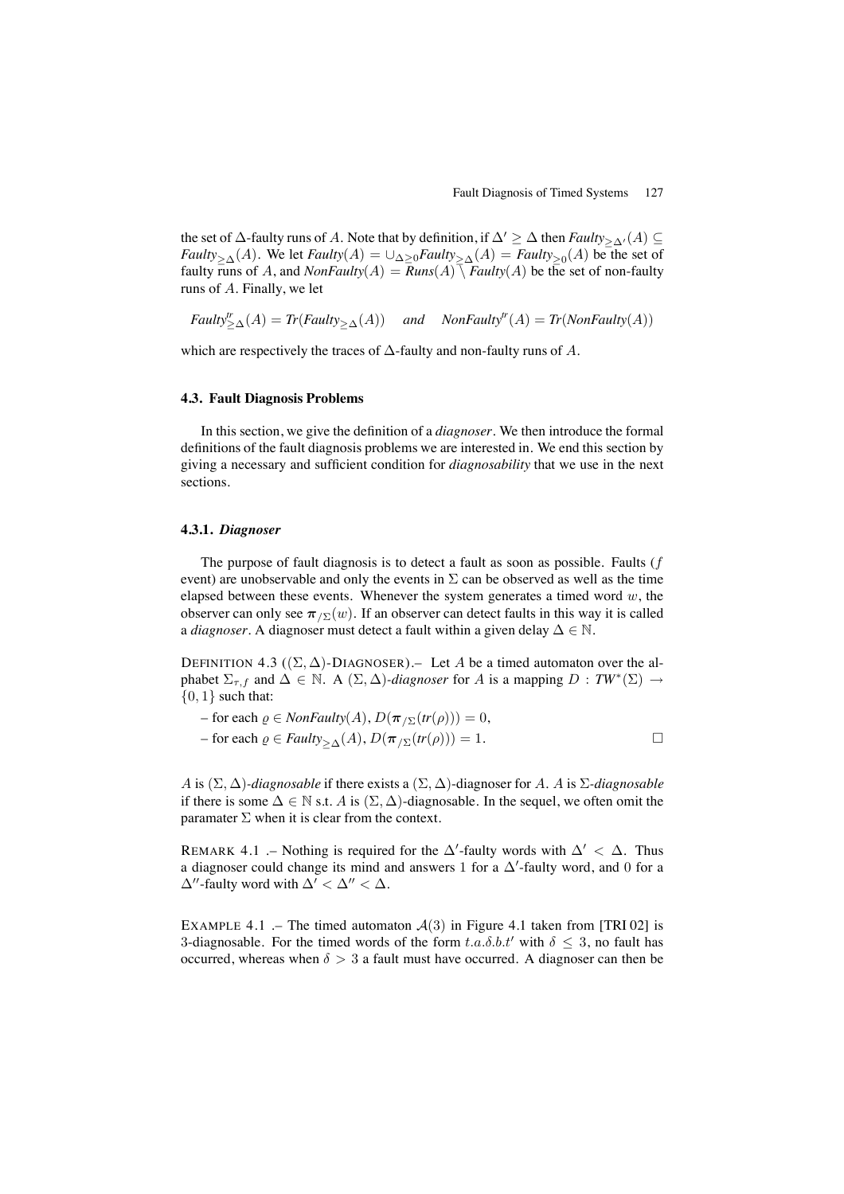the set of $\Delta$-faulty runs of $A$. Note that by definition, if $\Delta' \geq \Delta$ then $\mathit{Faulty}_{\geq \Delta'}(A) \subseteq \mathit{Faulty}_{\geq \Delta}(A)$. We let $\mathit{Faulty}(A) = \cup_{\Delta \geq 0} \mathit{Faulty}_{\geq \Delta}(A) = \mathit{Faulty}_{\geq 0}(A)$ be the set of faulty runs of $A$, and $\mathit{NonFaulty}(A) = \mathit{Runs}(A) \setminus \mathit{Faulty}(A)$ be the set of non-faulty runs of $A$. Finally, we let

$$\mathit{Faulty}^{tr}_{\geq \Delta}(A) = \mathit{Tr}(\mathit{Faulty}_{\geq \Delta}(A)) \quad \text{and} \quad \mathit{NonFaulty}^{tr}(A) = \mathit{Tr}(\mathit{NonFaulty}(A))$$

which are respectively the traces of $\Delta$-faulty and non-faulty runs of $A$.

### 4.3. Fault Diagnosis Problems

In this section, we give the definition of a *diagnoser*. We then introduce the formal definitions of the fault diagnosis problems we are interested in. We end this section by giving a necessary and sufficient condition for *diagnosability* that we use in the next sections.

#### 4.3.1. *Diagnoser*

The purpose of fault diagnosis is to detect a fault as soon as possible. Faults ($f$ event) are unobservable and only the events in $\Sigma$ can be observed as well as the time elapsed between these events. Whenever the system generates a timed word $w$, the observer can only see $\boldsymbol{\pi}_{/\Sigma}(w)$. If an observer can detect faults in this way it is called a *diagnoser*. A diagnoser must detect a fault within a given delay $\Delta \in \mathbb{N}$.

DEFINITION 4.3 (($\Sigma, \Delta$)-DIAGNOSER).– Let $A$ be a timed automaton over the alphabet $\Sigma_{\tau,f}$ and $\Delta \in \mathbb{N}$. A $(\Sigma, \Delta)$-*diagnoser* for $A$ is a mapping $D : \mathit{TW}^*(\Sigma) \rightarrow \{0, 1\}$ such that:

– for each $\varrho \in \mathit{NonFaulty}(A)$, $D(\boldsymbol{\pi}_{/\Sigma}(\mathit{tr}(\rho))) = 0$,

– for each $\varrho \in \mathit{Faulty}_{\geq \Delta}(A)$, $D(\boldsymbol{\pi}_{/\Sigma}(\mathit{tr}(\rho))) = 1$. □

$A$ is $(\Sigma, \Delta)$-*diagnosable* if there exists a $(\Sigma, \Delta)$-diagnoser for $A$. $A$ is $\Sigma$-*diagnosable* if there is some $\Delta \in \mathbb{N}$ s.t. $A$ is $(\Sigma, \Delta)$-diagnosable. In the sequel, we often omit the paramater $\Sigma$ when it is clear from the context.

REMARK 4.1 .– Nothing is required for the $\Delta'$-faulty words with $\Delta' < \Delta$. Thus a diagnoser could change its mind and answers 1 for a $\Delta'$-faulty word, and 0 for a $\Delta''$-faulty word with $\Delta' < \Delta'' < \Delta$.

EXAMPLE 4.1 .– The timed automaton $\mathcal{A}(3)$ in Figure 4.1 taken from [TRI 02] is 3-diagnosable. For the timed words of the form $t.a.\delta.b.t'$ with $\delta \leq 3$, no fault has occurred, whereas when $\delta > 3$ a fault must have occurred. A diagnoser can then be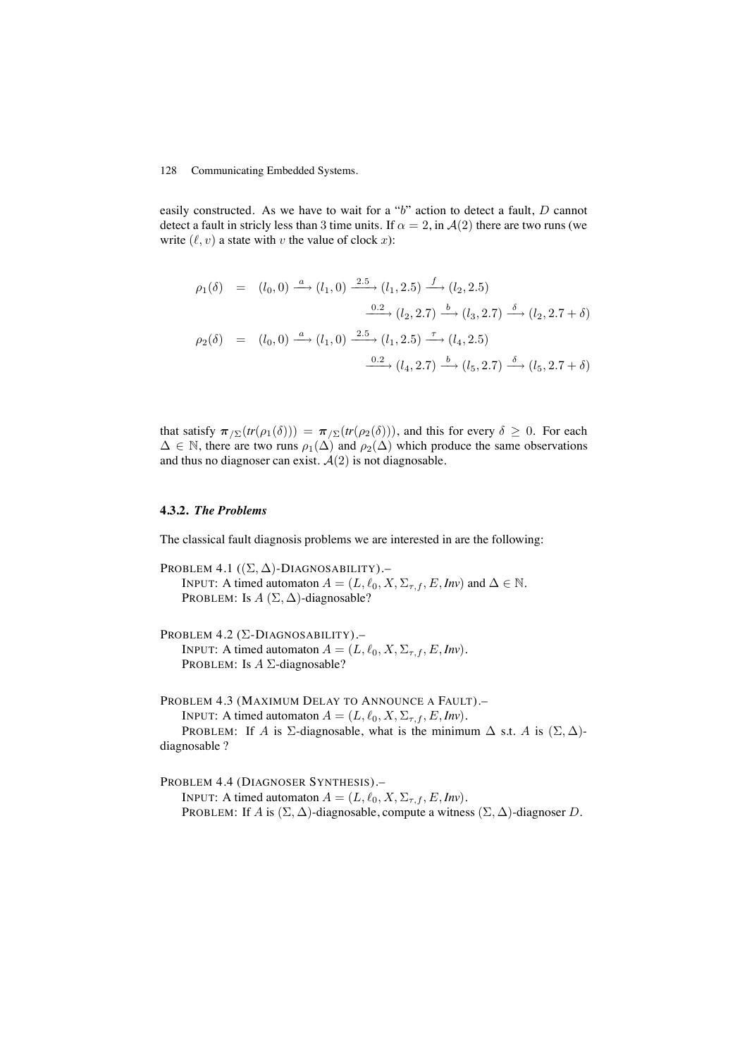easily constructed. As we have to wait for a "$b$" action to detect a fault, $D$ cannot detect a fault in stricly less than 3 time units. If $\alpha = 2$, in $\mathcal{A}(2)$ there are two runs (we write $(\ell, v)$ a state with $v$ the value of clock $x$):

$$
\begin{aligned}
\rho_1(\delta) \quad &= \quad (l_0, 0) \xrightarrow{a} (l_1, 0) \xrightarrow{2.5} (l_1, 2.5) \xrightarrow{f} (l_2, 2.5) \\
&\qquad\qquad \xrightarrow{0.2} (l_2, 2.7) \xrightarrow{b} (l_3, 2.7) \xrightarrow{\delta} (l_2, 2.7 + \delta) \\
\rho_2(\delta) \quad &= \quad (l_0, 0) \xrightarrow{a} (l_1, 0) \xrightarrow{2.5} (l_1, 2.5) \xrightarrow{\tau} (l_4, 2.5) \\
&\qquad\qquad \xrightarrow{0.2} (l_4, 2.7) \xrightarrow{b} (l_5, 2.7) \xrightarrow{\delta} (l_5, 2.7 + \delta)
\end{aligned}
$$

that satisfy $\boldsymbol{\pi}_{/\Sigma}(tr(\rho_1(\delta))) = \boldsymbol{\pi}_{/\Sigma}(tr(\rho_2(\delta)))$, and this for every $\delta \geq 0$. For each $\Delta \in \mathbb{N}$, there are two runs $\rho_1(\Delta)$ and $\rho_2(\Delta)$ which produce the same observations and thus no diagnoser can exist. $\mathcal{A}(2)$ is not diagnosable.

### 4.3.2. *The Problems*

The classical fault diagnosis problems we are interested in are the following:

PROBLEM 4.1 ($(\Sigma, \Delta)$-DIAGNOSABILITY).–
INPUT: A timed automaton $A = (L, \ell_0, X, \Sigma_{\tau,f}, E, \mathit{Inv})$ and $\Delta \in \mathbb{N}$.
PROBLEM: Is $A$ $(\Sigma, \Delta)$-diagnosable?

PROBLEM 4.2 ($\Sigma$-DIAGNOSABILITY).–
INPUT: A timed automaton $A = (L, \ell_0, X, \Sigma_{\tau,f}, E, \mathit{Inv})$.
PROBLEM: Is $A$ $\Sigma$-diagnosable?

PROBLEM 4.3 (MAXIMUM DELAY TO ANNOUNCE A FAULT).–
INPUT: A timed automaton $A = (L, \ell_0, X, \Sigma_{\tau,f}, E, \mathit{Inv})$.
PROBLEM: If $A$ is $\Sigma$-diagnosable, what is the minimum $\Delta$ s.t. $A$ is $(\Sigma, \Delta)$-diagnosable ?

PROBLEM 4.4 (DIAGNOSER SYNTHESIS).–
INPUT: A timed automaton $A = (L, \ell_0, X, \Sigma_{\tau,f}, E, \mathit{Inv})$.
PROBLEM: If $A$ is $(\Sigma, \Delta)$-diagnosable, compute a witness $(\Sigma, \Delta)$-diagnoser $D$.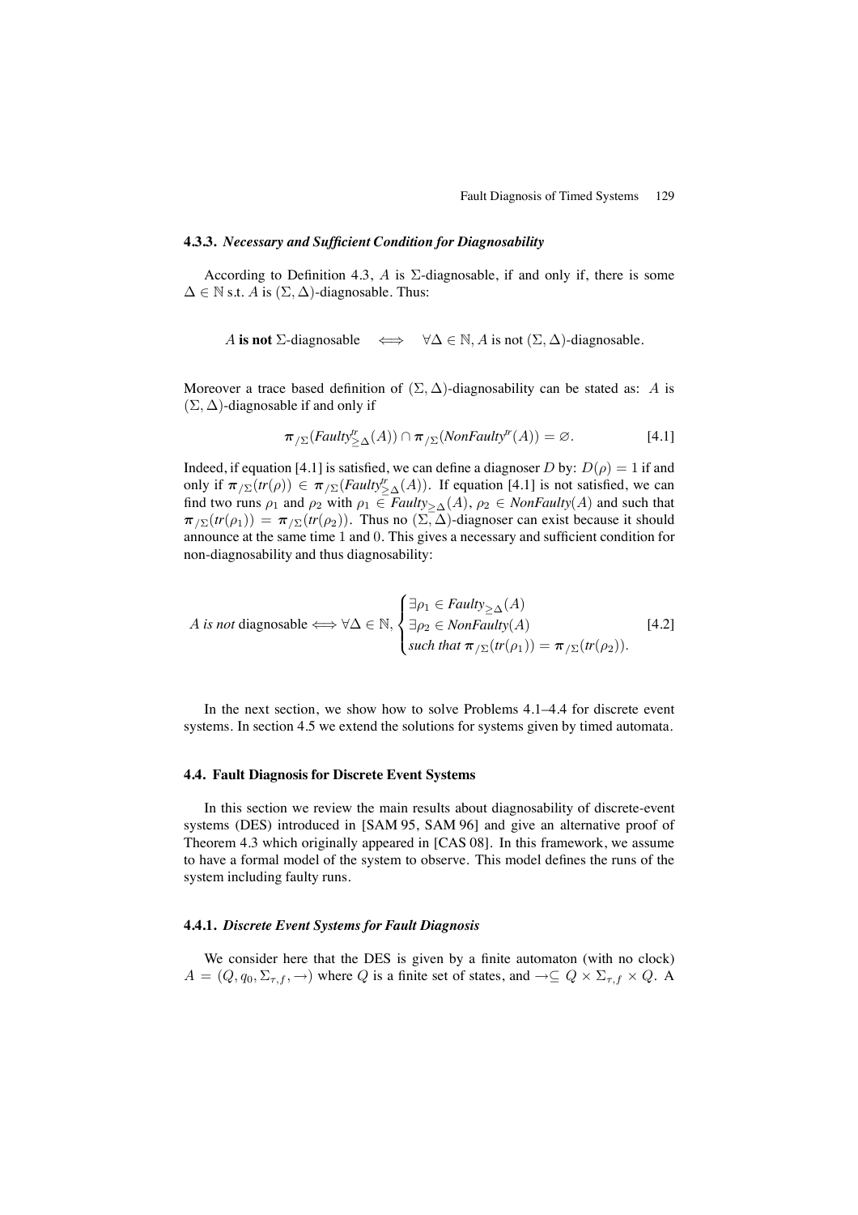### 4.3.3. *Necessary and Sufficient Condition for Diagnosability*

According to Definition 4.3, $A$ is $\Sigma$-diagnosable, if and only if, there is some $\Delta \in \mathbb{N}$ s.t. $A$ is $(\Sigma, \Delta)$-diagnosable. Thus:

$$A \textbf{ is not } \Sigma\text{-diagnosable} \quad \Longleftrightarrow \quad \forall \Delta \in \mathbb{N}, A \text{ is not } (\Sigma, \Delta)\text{-diagnosable}.$$

Moreover a trace based definition of $(\Sigma, \Delta)$-diagnosability can be stated as: $A$ is $(\Sigma, \Delta)$-diagnosable if and only if

$$\boldsymbol{\pi}_{/\Sigma}(\mathit{Faulty}^{tr}_{\geq\Delta}(A)) \cap \boldsymbol{\pi}_{/\Sigma}(\mathit{NonFaulty}^{tr}(A)) = \varnothing. \qquad [4.1]$$

Indeed, if equation [4.1] is satisfied, we can define a diagnoser $D$ by: $D(\rho) = 1$ if and only if $\boldsymbol{\pi}_{/\Sigma}(\mathit{tr}(\rho)) \in \boldsymbol{\pi}_{/\Sigma}(\mathit{Faulty}^{tr}_{\geq\Delta}(A))$. If equation [4.1] is not satisfied, we can find two runs $\rho_1$ and $\rho_2$ with $\rho_1 \in \mathit{Faulty}_{\geq\Delta}(A)$, $\rho_2 \in \mathit{NonFaulty}(A)$ and such that $\boldsymbol{\pi}_{/\Sigma}(\mathit{tr}(\rho_1)) = \boldsymbol{\pi}_{/\Sigma}(\mathit{tr}(\rho_2))$. Thus no $(\Sigma, \Delta)$-diagnoser can exist because it should announce at the same time 1 and 0. This gives a necessary and sufficient condition for non-diagnosability and thus diagnosability:

$$A \textit{ is not} \text{ diagnosable} \Longleftrightarrow \forall \Delta \in \mathbb{N}, \begin{cases} \exists \rho_1 \in \mathit{Faulty}_{\geq\Delta}(A) \\ \exists \rho_2 \in \mathit{NonFaulty}(A) \\ \textit{such that } \boldsymbol{\pi}_{/\Sigma}(\mathit{tr}(\rho_1)) = \boldsymbol{\pi}_{/\Sigma}(\mathit{tr}(\rho_2)). \end{cases} \qquad [4.2]$$

In the next section, we show how to solve Problems 4.1–4.4 for discrete event systems. In section 4.5 we extend the solutions for systems given by timed automata.

## 4.4. Fault Diagnosis for Discrete Event Systems

In this section we review the main results about diagnosability of discrete-event systems (DES) introduced in [SAM 95, SAM 96] and give an alternative proof of Theorem 4.3 which originally appeared in [CAS 08]. In this framework, we assume to have a formal model of the system to observe. This model defines the runs of the system including faulty runs.

### 4.4.1. *Discrete Event Systems for Fault Diagnosis*

We consider here that the DES is given by a finite automaton (with no clock) $A = (Q, q_0, \Sigma_{\tau,f}, \rightarrow)$ where $Q$ is a finite set of states, and $\rightarrow \subseteq Q \times \Sigma_{\tau,f} \times Q$. A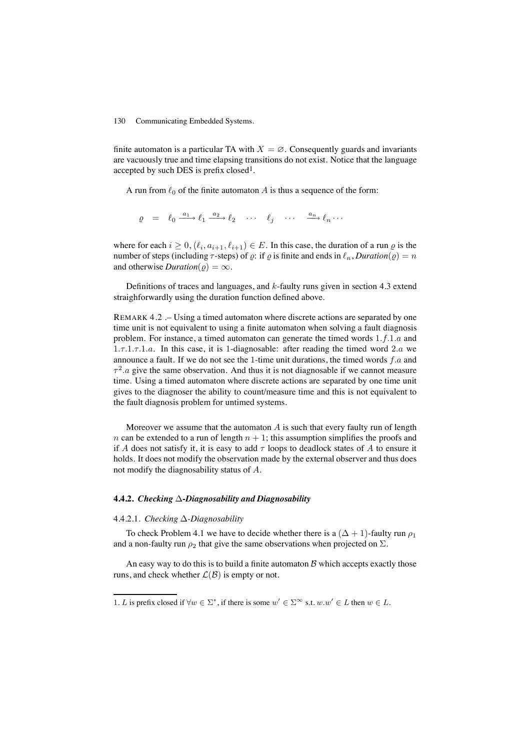finite automaton is a particular TA with $X = \varnothing$. Consequently guards and invariants are vacuously true and time elapsing transitions do not exist. Notice that the language accepted by such DES is prefix closed[1].

A run from $\ell_0$ of the finite automaton $A$ is thus a sequence of the form:

$$\varrho \quad = \quad \ell_0 \xrightarrow{a_1} \ell_1 \xrightarrow{a_2} \ell_2 \quad \cdots \quad \ell_j \quad \cdots \quad \xrightarrow{a_n} \ell_n \cdots$$

where for each $i \geq 0$, $(\ell_i, a_{i+1}, \ell_{i+1}) \in E$. In this case, the duration of a run $\varrho$ is the number of steps (including $\tau$-steps) of $\varrho$: if $\varrho$ is finite and ends in $\ell_n$, *Duration*$(\varrho) = n$ and otherwise *Duration*$(\varrho) = \infty$.

Definitions of traces and languages, and $k$-faulty runs given in section 4.3 extend straighforwardly using the duration function defined above.

REMARK 4.2 .– Using a timed automaton where discrete actions are separated by one time unit is not equivalent to using a finite automaton when solving a fault diagnosis problem. For instance, a timed automaton can generate the timed words $1.f.1.a$ and $1.\tau.1.\tau.1.a$. In this case, it is 1-diagnosable: after reading the timed word $2.a$ we announce a fault. If we do not see the 1-time unit durations, the timed words $f.a$ and $\tau^2.a$ give the same observation. And thus it is not diagnosable if we cannot measure time. Using a timed automaton where discrete actions are separated by one time unit gives to the diagnoser the ability to count/measure time and this is not equivalent to the fault diagnosis problem for untimed systems.

Moreover we assume that the automaton $A$ is such that every faulty run of length $n$ can be extended to a run of length $n+1$; this assumption simplifies the proofs and if $A$ does not satisfy it, it is easy to add $\tau$ loops to deadlock states of $A$ to ensure it holds. It does not modify the observation made by the external observer and thus does not modify the diagnosability status of $A$.

### 4.4.2. *Checking $\Delta$-Diagnosability and Diagnosability*

#### 4.4.2.1. *Checking $\Delta$-Diagnosability*

To check Problem 4.1 we have to decide whether there is a $(\Delta + 1)$-faulty run $\rho_1$ and a non-faulty run $\rho_2$ that give the same observations when projected on $\Sigma$.

An easy way to do this is to build a finite automaton $\mathcal{B}$ which accepts exactly those runs, and check whether $\mathcal{L}(\mathcal{B})$ is empty or not.

---

1. $L$ is prefix closed if $\forall w \in \Sigma^*$, if there is some $w' \in \Sigma^\infty$ s.t. $w.w' \in L$ then $w \in L$.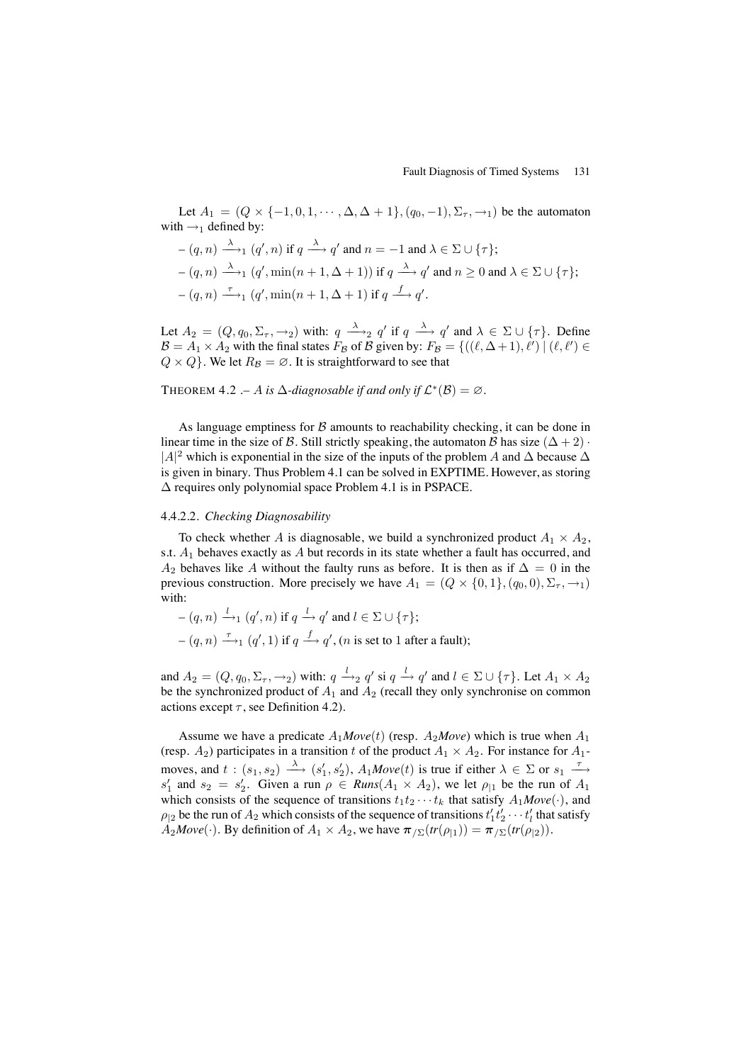Let $A_1 = (Q \times \{-1, 0, 1, \cdots, \Delta, \Delta+1\}, (q_0, -1), \Sigma_\tau, \rightarrow_1)$ be the automaton with $\rightarrow_1$ defined by:

– $(q, n) \xrightarrow{\lambda}_1 (q', n)$ if $q \xrightarrow{\lambda} q'$ and $n = -1$ and $\lambda \in \Sigma \cup \{\tau\}$;

– $(q, n) \xrightarrow{\lambda}_1 (q', \min(n+1, \Delta+1))$ if $q \xrightarrow{\lambda} q'$ and $n \geq 0$ and $\lambda \in \Sigma \cup \{\tau\}$;

– $(q, n) \xrightarrow{\tau}_1 (q', \min(n+1, \Delta+1)$ if $q \xrightarrow{f} q'$.

Let $A_2 = (Q, q_0, \Sigma_\tau, \rightarrow_2)$ with: $q \xrightarrow{\lambda}_2 q'$ if $q \xrightarrow{\lambda} q'$ and $\lambda \in \Sigma \cup \{\tau\}$. Define $\mathcal{B} = A_1 \times A_2$ with the final states $F_\mathcal{B}$ of $\mathcal{B}$ given by: $F_\mathcal{B} = \{((\ell, \Delta+1), \ell') \mid (\ell, \ell') \in Q \times Q\}$. We let $R_\mathcal{B} = \varnothing$. It is straightforward to see that

THEOREM 4.2 .– *$A$ is $\Delta$-diagnosable if and only if $\mathcal{L}^*(\mathcal{B}) = \varnothing$.*

As language emptiness for $\mathcal{B}$ amounts to reachability checking, it can be done in linear time in the size of $\mathcal{B}$. Still strictly speaking, the automaton $\mathcal{B}$ has size $(\Delta+2) \cdot |A|^2$ which is exponential in the size of the inputs of the problem $A$ and $\Delta$ because $\Delta$ is given in binary. Thus Problem 4.1 can be solved in EXPTIME. However, as storing $\Delta$ requires only polynomial space Problem 4.1 is in PSPACE.

#### 4.4.2.2. *Checking Diagnosability*

To check whether $A$ is diagnosable, we build a synchronized product $A_1 \times A_2$, s.t. $A_1$ behaves exactly as $A$ but records in its state whether a fault has occurred, and $A_2$ behaves like $A$ without the faulty runs as before. It is then as if $\Delta = 0$ in the previous construction. More precisely we have $A_1 = (Q \times \{0, 1\}, (q_0, 0), \Sigma_\tau, \rightarrow_1)$ with:

– $(q, n) \xrightarrow{l}_1 (q', n)$ if $q \xrightarrow{l} q'$ and $l \in \Sigma \cup \{\tau\}$;

– $(q, n) \xrightarrow{\tau}_1 (q', 1)$ if $q \xrightarrow{f} q'$, ($n$ is set to 1 after a fault);

and $A_2 = (Q, q_0, \Sigma_\tau, \rightarrow_2)$ with: $q \xrightarrow{l}_2 q'$ si $q \xrightarrow{l} q'$ and $l \in \Sigma \cup \{\tau\}$. Let $A_1 \times A_2$ be the synchronized product of $A_1$ and $A_2$ (recall they only synchronise on common actions except $\tau$, see Definition 4.2).

Assume we have a predicate $A_1$*Move*$(t)$ (resp. $A_2$*Move*) which is true when $A_1$ (resp. $A_2$) participates in a transition $t$ of the product $A_1 \times A_2$. For instance for $A_1$-moves, and $t : (s_1, s_2) \xrightarrow{\lambda} (s_1', s_2')$, $A_1$*Move*$(t)$ is true if either $\lambda \in \Sigma$ or $s_1 \xrightarrow{\tau} s_1'$ and $s_2 = s_2'$. Given a run $\rho \in$ *Runs*$(A_1 \times A_2)$, we let $\rho_{|1}$ be the run of $A_1$ which consists of the sequence of transitions $t_1 t_2 \cdots t_k$ that satisfy $A_1$*Move*$(\cdot)$, and $\rho_{|2}$ be the run of $A_2$ which consists of the sequence of transitions $t_1' t_2' \cdots t_l'$ that satisfy $A_2$*Move*$(\cdot)$. By definition of $A_1 \times A_2$, we have $\boldsymbol{\pi}_{/\Sigma}(tr(\rho_{|1})) = \boldsymbol{\pi}_{/\Sigma}(tr(\rho_{|2}))$.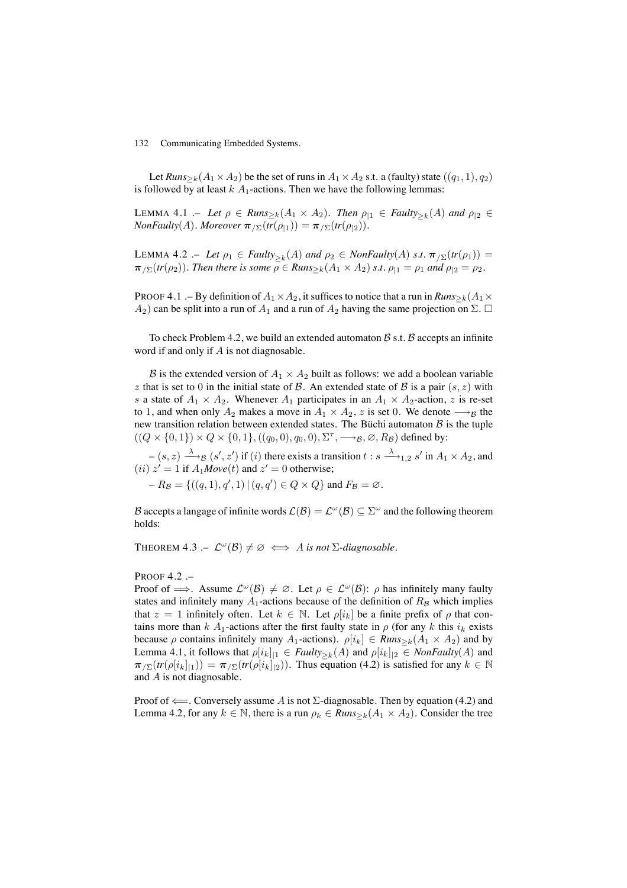Let $Runs_{\geq k}(A_1 \times A_2)$ be the set of runs in $A_1 \times A_2$ s.t. a (faulty) state $((q_1, 1), q_2)$ is followed by at least $k$ $A_1$-actions. Then we have the following lemmas:

LEMMA 4.1 .– *Let $\rho \in Runs_{\geq k}(A_1 \times A_2)$. Then $\rho_{|1} \in Faulty_{\geq k}(A)$ and $\rho_{|2} \in NonFaulty(A)$. Moreover $\boldsymbol{\pi}_{/\Sigma}(tr(\rho_{|1})) = \boldsymbol{\pi}_{/\Sigma}(tr(\rho_{|2}))$.*

LEMMA 4.2 .– *Let $\rho_1 \in Faulty_{\geq k}(A)$ and $\rho_2 \in NonFaulty(A)$ s.t. $\boldsymbol{\pi}_{/\Sigma}(tr(\rho_1)) = \boldsymbol{\pi}_{/\Sigma}(tr(\rho_2))$. Then there is some $\rho \in Runs_{\geq k}(A_1 \times A_2)$ s.t. $\rho_{|1} = \rho_1$ and $\rho_{|2} = \rho_2$.*

PROOF 4.1 .– By definition of $A_1 \times A_2$, it suffices to notice that a run in $Runs_{\geq k}(A_1 \times A_2)$ can be split into a run of $A_1$ and a run of $A_2$ having the same projection on $\Sigma$. □

To check Problem 4.2, we build an extended automaton $\mathcal{B}$ s.t. $\mathcal{B}$ accepts an infinite word if and only if $A$ is not diagnosable.

$\mathcal{B}$ is the extended version of $A_1 \times A_2$ built as follows: we add a boolean variable $z$ that is set to 0 in the initial state of $\mathcal{B}$. An extended state of $\mathcal{B}$ is a pair $(s, z)$ with $s$ a state of $A_1 \times A_2$. Whenever $A_1$ participates in an $A_1 \times A_2$-action, $z$ is re-set to 1, and when only $A_2$ makes a move in $A_1 \times A_2$, $z$ is set 0. We denote $\longrightarrow_{\mathcal{B}}$ the new transition relation between extended states. The Büchi automaton $\mathcal{B}$ is the tuple $((Q \times \{0,1\}) \times Q \times \{0,1\}, ((q_0, 0), q_0, 0), \Sigma^\tau, \longrightarrow_{\mathcal{B}}, \varnothing, R_{\mathcal{B}})$ defined by:

– $(s, z) \xrightarrow{\lambda}_{\mathcal{B}} (s', z')$ if $(i)$ there exists a transition $t : s \xrightarrow{\lambda}_{1,2} s'$ in $A_1 \times A_2$, and $(ii)$ $z' = 1$ if $A_1 Move(t)$ and $z' = 0$ otherwise;

– $R_{\mathcal{B}} = \{((q, 1), q', 1) \mid (q, q') \in Q \times Q\}$ and $F_{\mathcal{B}} = \varnothing$.

$\mathcal{B}$ accepts a langage of infinite words $\mathcal{L}(\mathcal{B}) = \mathcal{L}^\omega(\mathcal{B}) \subseteq \Sigma^\omega$ and the following theorem holds:

THEOREM 4.3 .– *$\mathcal{L}^\omega(\mathcal{B}) \neq \varnothing \iff A$ is not $\Sigma$-diagnosable.*

PROOF 4.2 .–
Proof of $\Longrightarrow$. Assume $\mathcal{L}^\omega(\mathcal{B}) \neq \varnothing$. Let $\rho \in \mathcal{L}^\omega(\mathcal{B})$: $\rho$ has infinitely many faulty states and infinitely many $A_1$-actions because of the definition of $R_{\mathcal{B}}$ which implies that $z = 1$ infinitely often. Let $k \in \mathbb{N}$. Let $\rho[i_k]$ be a finite prefix of $\rho$ that contains more than $k$ $A_1$-actions after the first faulty state in $\rho$ (for any $k$ this $i_k$ exists because $\rho$ contains infinitely many $A_1$-actions). $\rho[i_k] \in Runs_{\geq k}(A_1 \times A_2)$ and by Lemma 4.1, it follows that $\rho[i_k]_{|1} \in Faulty_{\geq k}(A)$ and $\rho[i_k]_{|2} \in NonFaulty(A)$ and $\boldsymbol{\pi}_{/\Sigma}(tr(\rho[i_k]_{|1})) = \boldsymbol{\pi}_{/\Sigma}(tr(\rho[i_k]_{|2}))$. Thus equation (4.2) is satisfied for any $k \in \mathbb{N}$ and $A$ is not diagnosable.

Proof of $\Longleftarrow$. Conversely assume $A$ is not $\Sigma$-diagnosable. Then by equation (4.2) and Lemma 4.2, for any $k \in \mathbb{N}$, there is a run $\rho_k \in Runs_{\geq k}(A_1 \times A_2)$. Consider the tree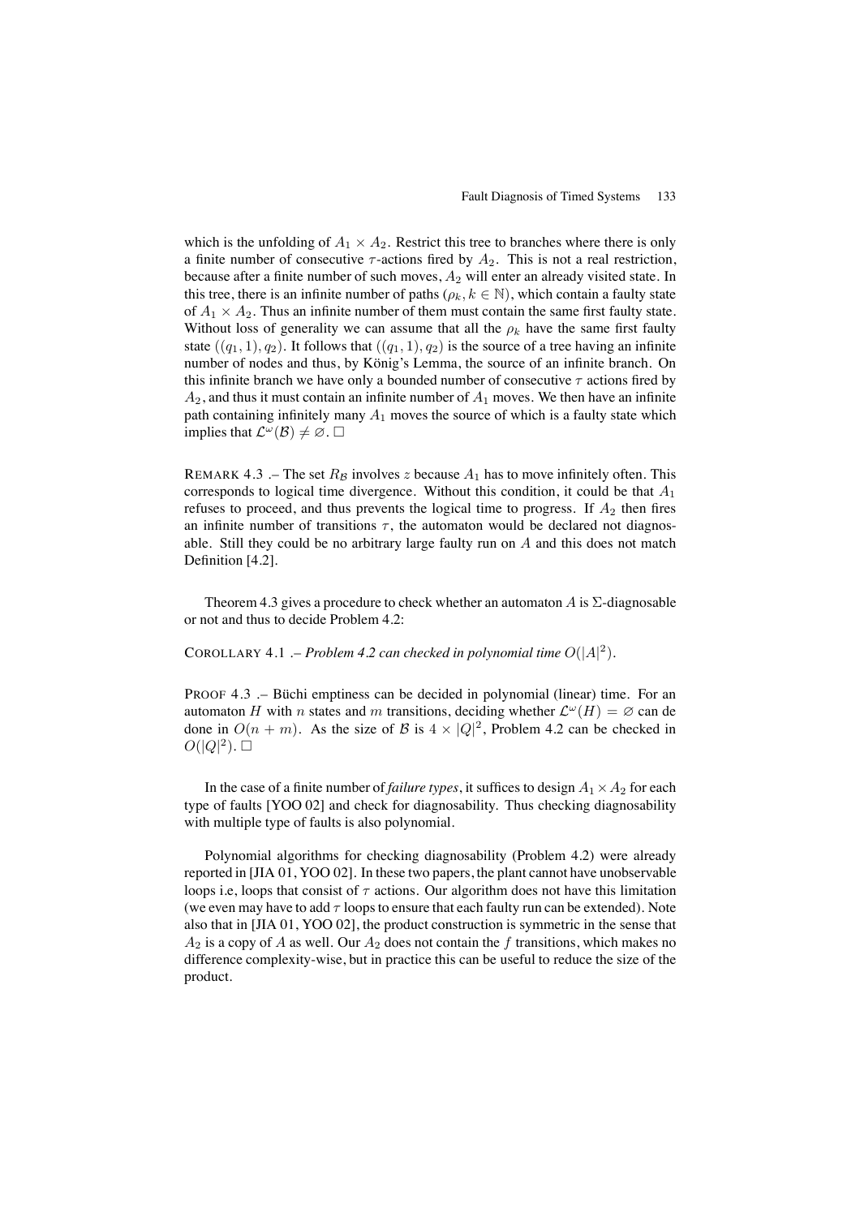which is the unfolding of $A_1 \times A_2$. Restrict this tree to branches where there is only a finite number of consecutive $\tau$-actions fired by $A_2$. This is not a real restriction, because after a finite number of such moves, $A_2$ will enter an already visited state. In this tree, there is an infinite number of paths ($\rho_k, k \in \mathbb{N}$), which contain a faulty state of $A_1 \times A_2$. Thus an infinite number of them must contain the same first faulty state. Without loss of generality we can assume that all the $\rho_k$ have the same first faulty state $((q_1, 1), q_2)$. It follows that $((q_1, 1), q_2)$ is the source of a tree having an infinite number of nodes and thus, by König's Lemma, the source of an infinite branch. On this infinite branch we have only a bounded number of consecutive $\tau$ actions fired by $A_2$, and thus it must contain an infinite number of $A_1$ moves. We then have an infinite path containing infinitely many $A_1$ moves the source of which is a faulty state which implies that $\mathcal{L}^\omega(\mathcal{B}) \neq \varnothing$. $\square$

REMARK 4.3 .– The set $R_\mathcal{B}$ involves $z$ because $A_1$ has to move infinitely often. This corresponds to logical time divergence. Without this condition, it could be that $A_1$ refuses to proceed, and thus prevents the logical time to progress. If $A_2$ then fires an infinite number of transitions $\tau$, the automaton would be declared not diagnosable. Still they could be no arbitrary large faulty run on $A$ and this does not match Definition [4.2].

Theorem 4.3 gives a procedure to check whether an automaton $A$ is $\Sigma$-diagnosable or not and thus to decide Problem 4.2:

COROLLARY 4.1 .– *Problem 4.2 can checked in polynomial time $O(|A|^2)$.*

PROOF 4.3 .– Büchi emptiness can be decided in polynomial (linear) time. For an automaton $H$ with $n$ states and $m$ transitions, deciding whether $\mathcal{L}^\omega(H) = \varnothing$ can de done in $O(n + m)$. As the size of $\mathcal{B}$ is $4 \times |Q|^2$, Problem 4.2 can be checked in $O(|Q|^2)$. $\square$

In the case of a finite number of *failure types*, it suffices to design $A_1 \times A_2$ for each type of faults [YOO 02] and check for diagnosability. Thus checking diagnosability with multiple type of faults is also polynomial.

Polynomial algorithms for checking diagnosability (Problem 4.2) were already reported in [JIA 01, YOO 02]. In these two papers, the plant cannot have unobservable loops i.e, loops that consist of $\tau$ actions. Our algorithm does not have this limitation (we even may have to add $\tau$ loops to ensure that each faulty run can be extended). Note also that in [JIA 01, YOO 02], the product construction is symmetric in the sense that $A_2$ is a copy of $A$ as well. Our $A_2$ does not contain the $f$ transitions, which makes no difference complexity-wise, but in practice this can be useful to reduce the size of the product.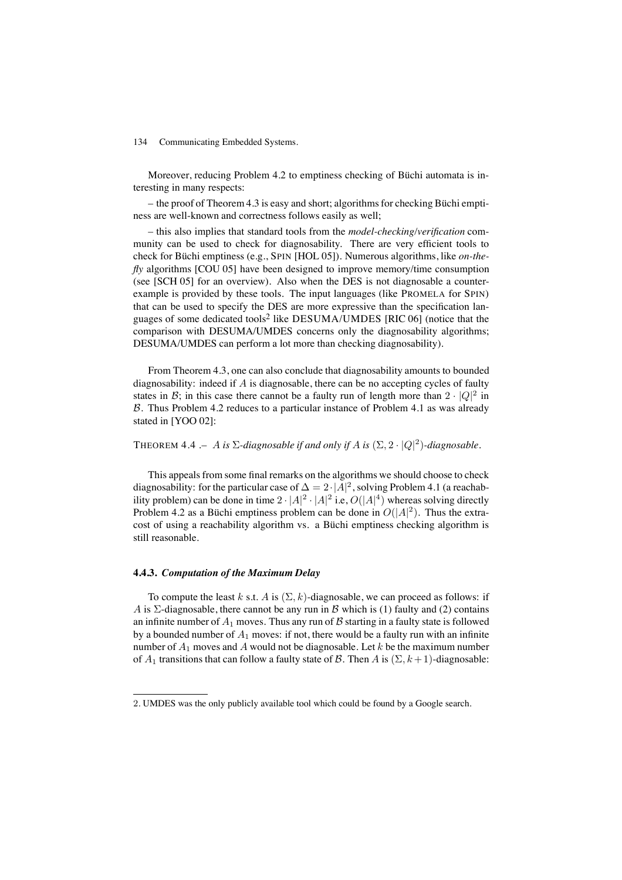Moreover, reducing Problem 4.2 to emptiness checking of Büchi automata is interesting in many respects:

– the proof of Theorem 4.3 is easy and short; algorithms for checking Büchi emptiness are well-known and correctness follows easily as well;

– this also implies that standard tools from the *model-checking/verification* community can be used to check for diagnosability. There are very efficient tools to check for Büchi emptiness (e.g., SPIN [HOL 05]). Numerous algorithms, like *on-the-fly* algorithms [COU 05] have been designed to improve memory/time consumption (see [SCH 05] for an overview). Also when the DES is not diagnosable a counter-example is provided by these tools. The input languages (like PROMELA for SPIN) that can be used to specify the DES are more expressive than the specification languages of some dedicated tools[2] like DESUMA/UMDES [RIC 06] (notice that the comparison with DESUMA/UMDES concerns only the diagnosability algorithms; DESUMA/UMDES can perform a lot more than checking diagnosability).

From Theorem 4.3, one can also conclude that diagnosability amounts to bounded diagnosability: indeed if $A$ is diagnosable, there can be no accepting cycles of faulty states in $\mathcal{B}$; in this case there cannot be a faulty run of length more than $2 \cdot |Q|^2$ in $\mathcal{B}$. Thus Problem 4.2 reduces to a particular instance of Problem 4.1 as was already stated in [YOO 02]:

THEOREM 4.4 .– *$A$ is $\Sigma$-diagnosable if and only if $A$ is $(\Sigma, 2 \cdot |Q|^2)$-diagnosable.*

This appeals from some final remarks on the algorithms we should choose to check diagnosability: for the particular case of $\Delta = 2 \cdot |A|^2$, solving Problem 4.1 (a reachability problem) can be done in time $2 \cdot |A|^2 \cdot |A|^2$ i.e, $O(|A|^4)$ whereas solving directly Problem 4.2 as a Büchi emptiness problem can be done in $O(|A|^2)$. Thus the extra-cost of using a reachability algorithm vs. a Büchi emptiness checking algorithm is still reasonable.

### 4.4.3. *Computation of the Maximum Delay*

To compute the least $k$ s.t. $A$ is $(\Sigma, k)$-diagnosable, we can proceed as follows: if $A$ is $\Sigma$-diagnosable, there cannot be any run in $\mathcal{B}$ which is (1) faulty and (2) contains an infinite number of $A_1$ moves. Thus any run of $\mathcal{B}$ starting in a faulty state is followed by a bounded number of $A_1$ moves: if not, there would be a faulty run with an infinite number of $A_1$ moves and $A$ would not be diagnosable. Let $k$ be the maximum number of $A_1$ transitions that can follow a faulty state of $\mathcal{B}$. Then $A$ is $(\Sigma, k+1)$-diagnosable:

---

2. UMDES was the only publicly available tool which could be found by a Google search.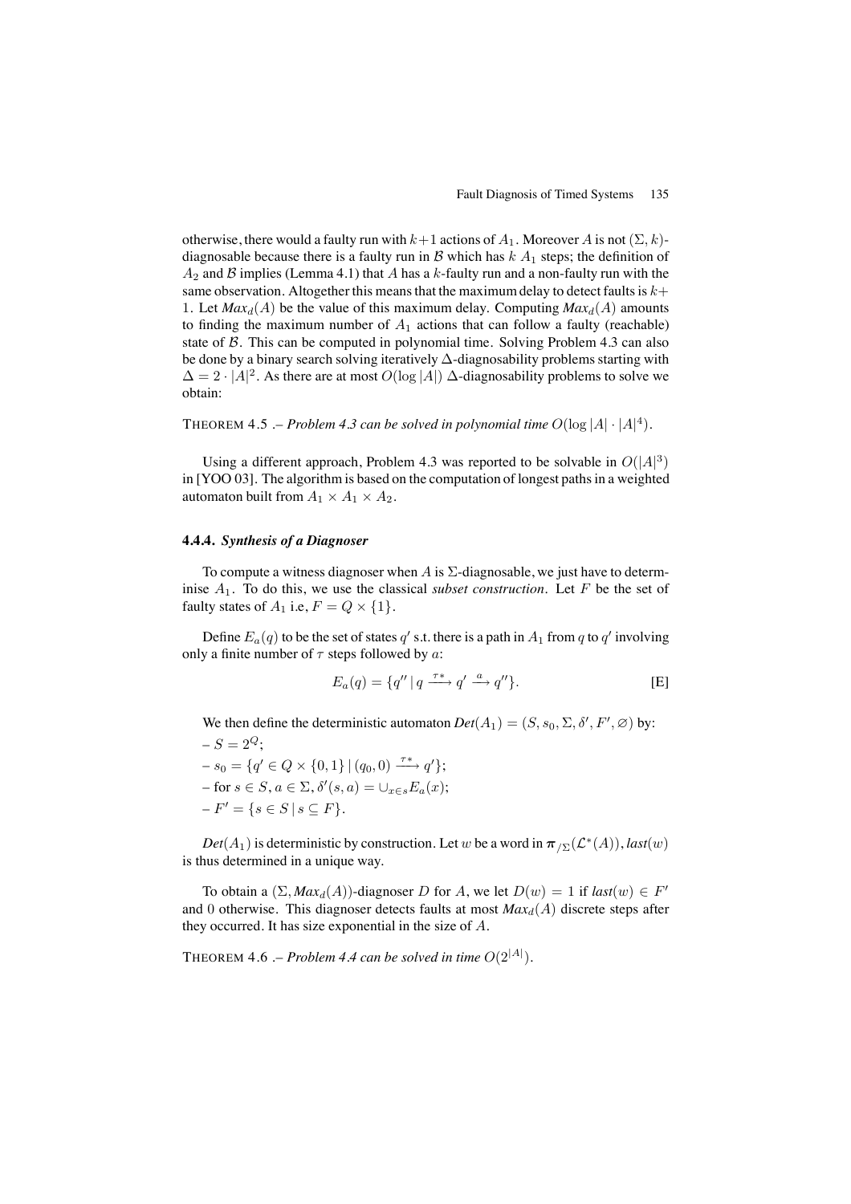otherwise, there would a faulty run with $k+1$ actions of $A_1$. Moreover $A$ is not $(\Sigma, k)$-diagnosable because there is a faulty run in $\mathcal{B}$ which has $k$ $A_1$ steps; the definition of $A_2$ and $\mathcal{B}$ implies (Lemma 4.1) that $A$ has a $k$-faulty run and a non-faulty run with the same observation. Altogether this means that the maximum delay to detect faults is $k+1$. Let $\mathit{Max}_d(A)$ be the value of this maximum delay. Computing $\mathit{Max}_d(A)$ amounts to finding the maximum number of $A_1$ actions that can follow a faulty (reachable) state of $\mathcal{B}$. This can be computed in polynomial time. Solving Problem 4.3 can also be done by a binary search solving iteratively $\Delta$-diagnosability problems starting with $\Delta = 2 \cdot |A|^2$. As there are at most $O(\log |A|)$ $\Delta$-diagnosability problems to solve we obtain:

THEOREM 4.5 .– *Problem 4.3 can be solved in polynomial time $O(\log |A| \cdot |A|^4)$.*

Using a different approach, Problem 4.3 was reported to be solvable in $O(|A|^3)$ in [YOO 03]. The algorithm is based on the computation of longest paths in a weighted automaton built from $A_1 \times A_1 \times A_2$.

### 4.4.4. *Synthesis of a Diagnoser*

To compute a witness diagnoser when $A$ is $\Sigma$-diagnosable, we just have to determinise $A_1$. To do this, we use the classical *subset construction*. Let $F$ be the set of faulty states of $A_1$ i.e, $F = Q \times \{1\}$.

Define $E_a(q)$ to be the set of states $q'$ s.t. there is a path in $A_1$ from $q$ to $q'$ involving only a finite number of $\tau$ steps followed by $a$:

$$E_a(q) = \{q'' \mid q \xrightarrow{\tau *} q' \xrightarrow{a} q''\}. \quad \text{[E]}$$

We then define the deterministic automaton $\mathit{Det}(A_1) = (S, s_0, \Sigma, \delta', F', \varnothing)$ by:

– $S = 2^Q$;

– $s_0 = \{q' \in Q \times \{0, 1\} \mid (q_0, 0) \xrightarrow{\tau *} q'\}$;

– for $s \in S, a \in \Sigma, \delta'(s, a) = \cup_{x \in s} E_a(x)$;

– $F' = \{s \in S \mid s \subseteq F\}$.

$\mathit{Det}(A_1)$ is deterministic by construction. Let $w$ be a word in $\boldsymbol{\pi}_{/\Sigma}(\mathcal{L}^*(A))$, $\mathit{last}(w)$ is thus determined in a unique way.

To obtain a $(\Sigma, \mathit{Max}_d(A))$-diagnoser $D$ for $A$, we let $D(w) = 1$ if $\mathit{last}(w) \in F'$ and 0 otherwise. This diagnoser detects faults at most $\mathit{Max}_d(A)$ discrete steps after they occurred. It has size exponential in the size of $A$.

THEOREM 4.6 .– *Problem 4.4 can be solved in time $O(2^{|A|})$.*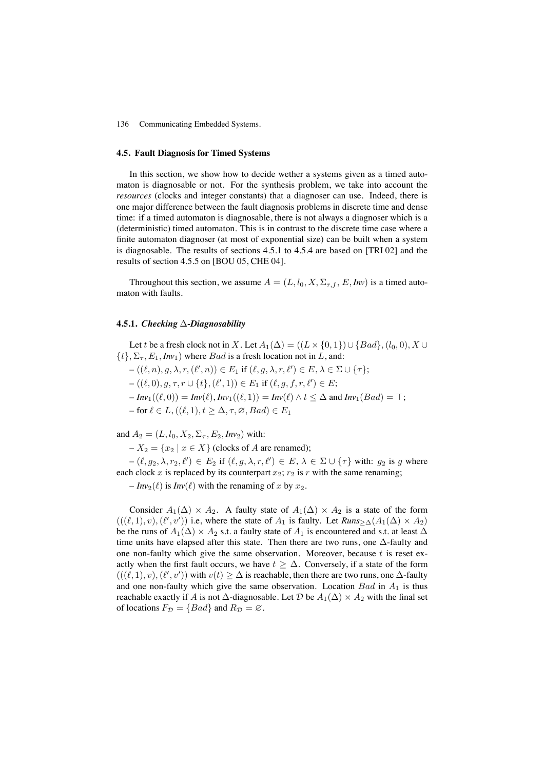## 4.5. Fault Diagnosis for Timed Systems

In this section, we show how to decide wether a systems given as a timed automaton is diagnosable or not. For the synthesis problem, we take into account the *resources* (clocks and integer constants) that a diagnoser can use. Indeed, there is one major difference between the fault diagnosis problems in discrete time and dense time: if a timed automaton is diagnosable, there is not always a diagnoser which is a (deterministic) timed automaton. This is in contrast to the discrete time case where a finite automaton diagnoser (at most of exponential size) can be built when a system is diagnosable. The results of sections 4.5.1 to 4.5.4 are based on [TRI 02] and the results of section 4.5.5 on [BOU 05, CHE 04].

Throughout this section, we assume $A = (L, l_0, X, \Sigma_{\tau,f}, E, \textit{Inv})$ is a timed automaton with faults.

### 4.5.1. *Checking $\Delta$-Diagnosability*

Let $t$ be a fresh clock not in $X$. Let $A_1(\Delta) = ((L \times \{0,1\}) \cup \{Bad\}, (l_0, 0), X \cup \{t\}, \Sigma_\tau, E_1, \textit{Inv}_1)$ where $Bad$ is a fresh location not in $L$, and:

– $((\ell, n), g, \lambda, r, (\ell', n)) \in E_1$ if $(\ell, g, \lambda, r, \ell') \in E$, $\lambda \in \Sigma \cup \{\tau\}$;

– $((\ell, 0), g, \tau, r \cup \{t\}, (\ell', 1)) \in E_1$ if $(\ell, g, f, r, \ell') \in E$;

– $\textit{Inv}_1((\ell, 0)) = \textit{Inv}(\ell)$, $\textit{Inv}_1((\ell, 1)) = \textit{Inv}(\ell) \wedge t \leq \Delta$ and $\textit{Inv}_1(Bad) = \top$;

– for $\ell \in L$, $((\ell, 1), t \geq \Delta, \tau, \varnothing, Bad) \in E_1$

and $A_2 = (L, l_0, X_2, \Sigma_\tau, E_2, \textit{Inv}_2)$ with:

– $X_2 = \{x_2 \mid x \in X\}$ (clocks of $A$ are renamed);

– $(\ell, g_2, \lambda, r_2, \ell') \in E_2$ if $(\ell, g, \lambda, r, \ell') \in E$, $\lambda \in \Sigma \cup \{\tau\}$ with: $g_2$ is $g$ where each clock $x$ is replaced by its counterpart $x_2$; $r_2$ is $r$ with the same renaming;

– $\textit{Inv}_2(\ell)$ is $\textit{Inv}(\ell)$ with the renaming of $x$ by $x_2$.

Consider $A_1(\Delta) \times A_2$. A faulty state of $A_1(\Delta) \times A_2$ is a state of the form $(((\ell, 1), v), (\ell', v'))$ i.e, where the state of $A_1$ is faulty. Let $\textit{Runs}_{\geq \Delta}(A_1(\Delta) \times A_2)$ be the runs of $A_1(\Delta) \times A_2$ s.t. a faulty state of $A_1$ is encountered and s.t. at least $\Delta$ time units have elapsed after this state. Then there are two runs, one $\Delta$-faulty and one non-faulty which give the same observation. Moreover, because $t$ is reset exactly when the first fault occurs, we have $t \geq \Delta$. Conversely, if a state of the form $(((\ell, 1), v), (\ell', v'))$ with $v(t) \geq \Delta$ is reachable, then there are two runs, one $\Delta$-faulty and one non-faulty which give the same observation. Location $Bad$ in $A_1$ is thus reachable exactly if $A$ is not $\Delta$-diagnosable. Let $\mathcal{D}$ be $A_1(\Delta) \times A_2$ with the final set of locations $F_{\mathcal{D}} = \{Bad\}$ and $R_{\mathcal{D}} = \varnothing$.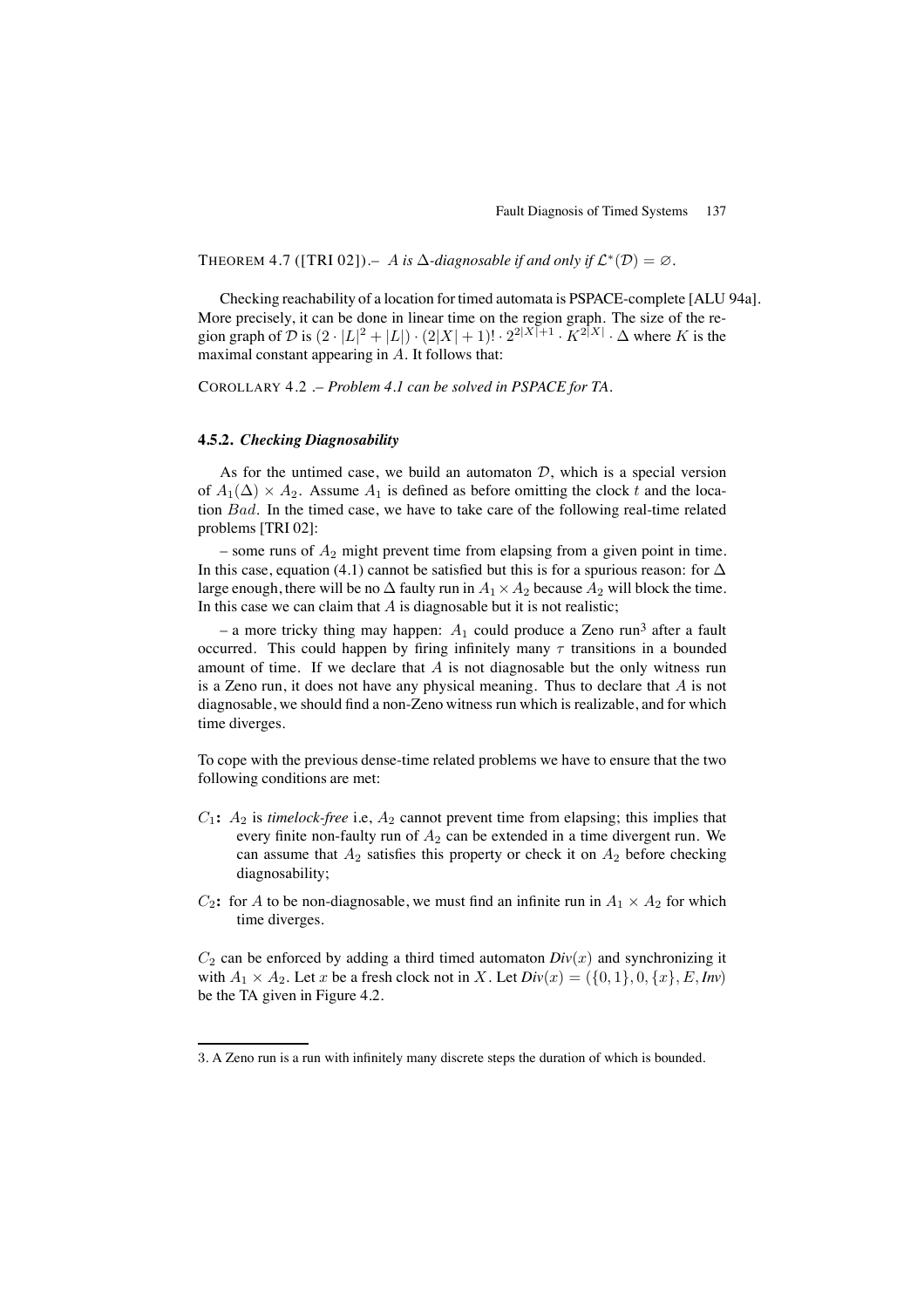THEOREM 4.7 ([TRI 02]).– *$A$ is $\Delta$-diagnosable if and only if $\mathcal{L}^*(\mathcal{D}) = \varnothing$.*

Checking reachability of a location for timed automata is PSPACE-complete [ALU 94a]. More precisely, it can be done in linear time on the region graph. The size of the region graph of $\mathcal{D}$ is $(2 \cdot |L|^2 + |L|) \cdot (2|X| + 1)! \cdot 2^{2|X|+1} \cdot K^{2|X|} \cdot \Delta$ where $K$ is the maximal constant appearing in $A$. It follows that:

COROLLARY 4.2 .– *Problem 4.1 can be solved in PSPACE for TA.*

#### 4.5.2. *Checking Diagnosability*

As for the untimed case, we build an automaton $\mathcal{D}$, which is a special version of $A_1(\Delta) \times A_2$. Assume $A_1$ is defined as before omitting the clock $t$ and the location $Bad$. In the timed case, we have to take care of the following real-time related problems [TRI 02]:

– some runs of $A_2$ might prevent time from elapsing from a given point in time. In this case, equation (4.1) cannot be satisfied but this is for a spurious reason: for $\Delta$ large enough, there will be no $\Delta$ faulty run in $A_1 \times A_2$ because $A_2$ will block the time. In this case we can claim that $A$ is diagnosable but it is not realistic;

– a more tricky thing may happen: $A_1$ could produce a Zeno run[3] after a fault occurred. This could happen by firing infinitely many $\tau$ transitions in a bounded amount of time. If we declare that $A$ is not diagnosable but the only witness run is a Zeno run, it does not have any physical meaning. Thus to declare that $A$ is not diagnosable, we should find a non-Zeno witness run which is realizable, and for which time diverges.

To cope with the previous dense-time related problems we have to ensure that the two following conditions are met:

- $C_1$**:** $A_2$ is *timelock-free* i.e, $A_2$ cannot prevent time from elapsing; this implies that every finite non-faulty run of $A_2$ can be extended in a time divergent run. We can assume that $A_2$ satisfies this property or check it on $A_2$ before checking diagnosability;
- $C_2$**:** for $A$ to be non-diagnosable, we must find an infinite run in $A_1 \times A_2$ for which time diverges.

$C_2$ can be enforced by adding a third timed automaton $Div(x)$ and synchronizing it with $A_1 \times A_2$. Let $x$ be a fresh clock not in $X$. Let $Div(x) = (\{0, 1\}, 0, \{x\}, E, Inv)$ be the TA given in Figure 4.2.

3. A Zeno run is a run with infinitely many discrete steps the duration of which is bounded.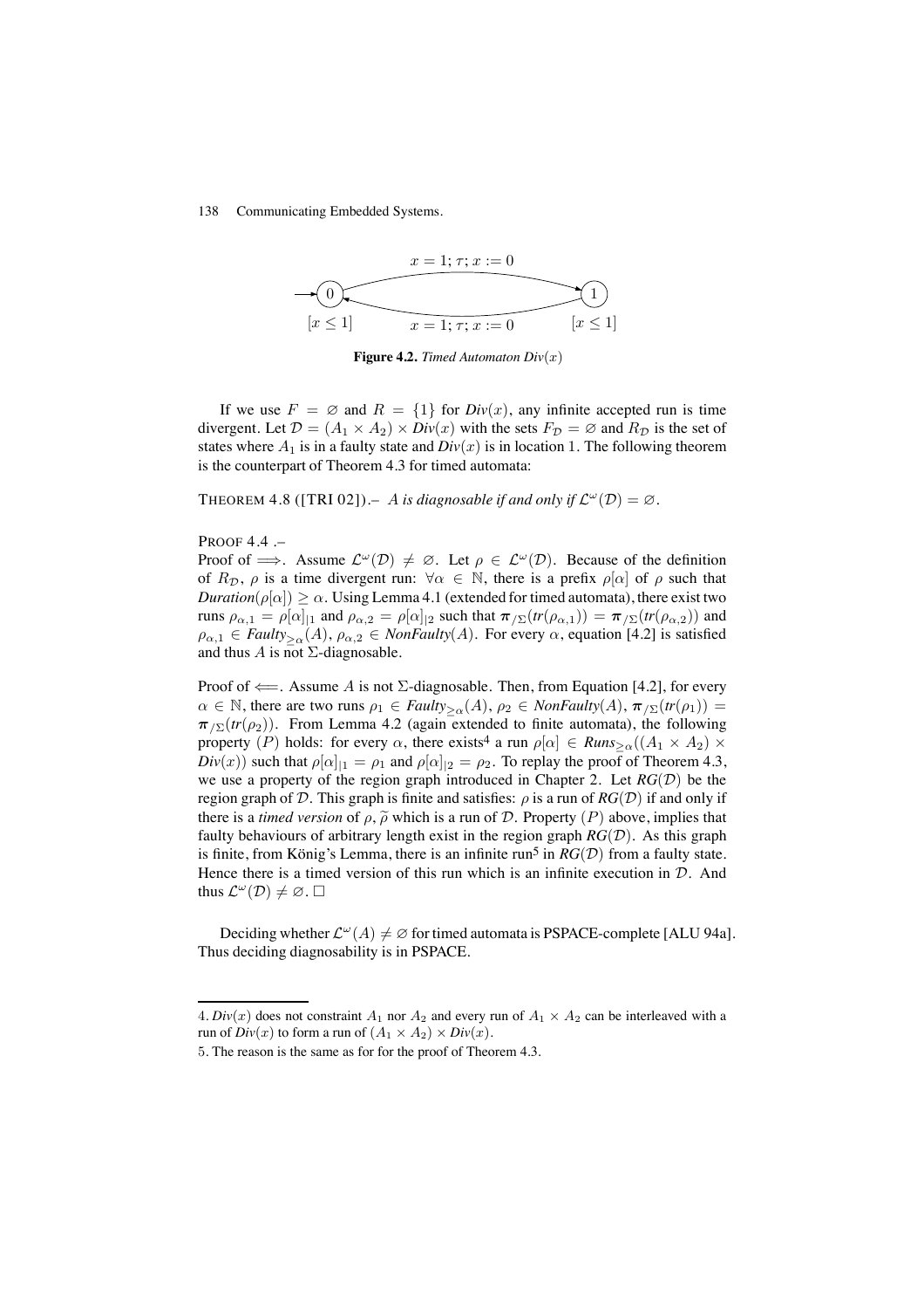**Figure 4.2.** *Timed Automaton Div*$(x)$

If we use $F = \varnothing$ and $R = \{1\}$ for *Div*$(x)$, any infinite accepted run is time divergent. Let $\mathcal{D} = (A_1 \times A_2) \times \textit{Div}(x)$ with the sets $F_{\mathcal{D}} = \varnothing$ and $R_{\mathcal{D}}$ is the set of states where $A_1$ is in a faulty state and *Div*$(x)$ is in location 1. The following theorem is the counterpart of Theorem 4.3 for timed automata:

THEOREM 4.8 ([TRI 02]).– *A is diagnosable if and only if* $\mathcal{L}^\omega(\mathcal{D}) = \varnothing$.

PROOF 4.4 .–
Proof of $\Longrightarrow$. Assume $\mathcal{L}^\omega(\mathcal{D}) \neq \varnothing$. Let $\rho \in \mathcal{L}^\omega(\mathcal{D})$. Because of the definition of $R_{\mathcal{D}}$, $\rho$ is a time divergent run: $\forall \alpha \in \mathbb{N}$, there is a prefix $\rho[\alpha]$ of $\rho$ such that *Duration*$(\rho[\alpha]) \geq \alpha$. Using Lemma 4.1 (extended for timed automata), there exist two runs $\rho_{\alpha,1} = \rho[\alpha]_{|1}$ and $\rho_{\alpha,2} = \rho[\alpha]_{|2}$ such that $\boldsymbol{\pi}_{/\Sigma}(\textit{tr}(\rho_{\alpha,1})) = \boldsymbol{\pi}_{/\Sigma}(\textit{tr}(\rho_{\alpha,2}))$ and $\rho_{\alpha,1} \in \textit{Faulty}_{\geq \alpha}(A)$, $\rho_{\alpha,2} \in \textit{NonFaulty}(A)$. For every $\alpha$, equation [4.2] is satisfied and thus $A$ is not $\Sigma$-diagnosable.

Proof of $\Longleftarrow$. Assume $A$ is not $\Sigma$-diagnosable. Then, from Equation [4.2], for every $\alpha \in \mathbb{N}$, there are two runs $\rho_1 \in \textit{Faulty}_{\geq \alpha}(A)$, $\rho_2 \in \textit{NonFaulty}(A)$, $\boldsymbol{\pi}_{/\Sigma}(\textit{tr}(\rho_1)) = \boldsymbol{\pi}_{/\Sigma}(\textit{tr}(\rho_2))$. From Lemma 4.2 (again extended to finite automata), the following property $(P)$ holds: for every $\alpha$, there exists[4] a run $\rho[\alpha] \in \textit{Runs}_{\geq \alpha}((A_1 \times A_2) \times \textit{Div}(x))$ such that $\rho[\alpha]_{|1} = \rho_1$ and $\rho[\alpha]_{|2} = \rho_2$. To replay the proof of Theorem 4.3, we use a property of the region graph introduced in Chapter 2. Let $\textit{RG}(\mathcal{D})$ be the region graph of $\mathcal{D}$. This graph is finite and satisfies: $\rho$ is a run of $\textit{RG}(\mathcal{D})$ if and only if there is a *timed version* of $\rho$, $\widetilde{\rho}$ which is a run of $\mathcal{D}$. Property $(P)$ above, implies that faulty behaviours of arbitrary length exist in the region graph $\textit{RG}(\mathcal{D})$. As this graph is finite, from König's Lemma, there is an infinite run[5] in $\textit{RG}(\mathcal{D})$ from a faulty state. Hence there is a timed version of this run which is an infinite execution in $\mathcal{D}$. And thus $\mathcal{L}^\omega(\mathcal{D}) \neq \varnothing$. $\square$

Deciding whether $\mathcal{L}^\omega(A) \neq \varnothing$ for timed automata is PSPACE-complete [ALU 94a]. Thus deciding diagnosability is in PSPACE.

---

4. *Div*$(x)$ does not constraint $A_1$ nor $A_2$ and every run of $A_1 \times A_2$ can be interleaved with a run of *Div*$(x)$ to form a run of $(A_1 \times A_2) \times \textit{Div}(x)$.

5. The reason is the same as for for the proof of Theorem 4.3.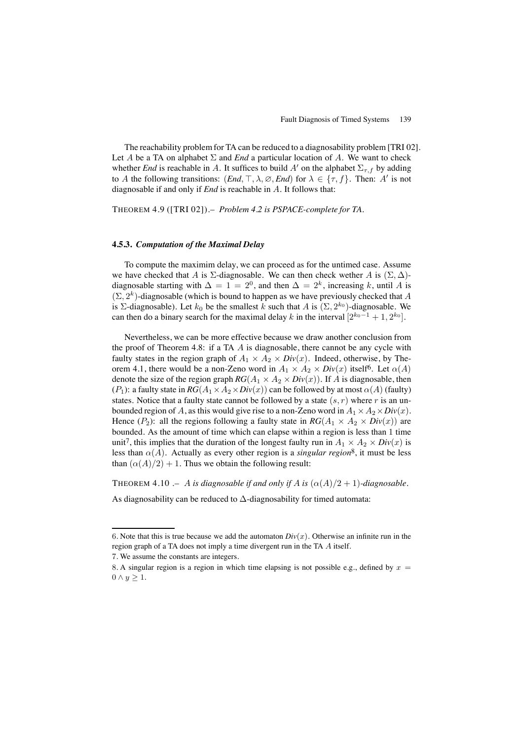The reachability problem for TA can be reduced to a diagnosability problem [TRI 02]. Let $A$ be a TA on alphabet $\Sigma$ and *End* a particular location of $A$. We want to check whether *End* is reachable in $A$. It suffices to build $A'$ on the alphabet $\Sigma_{\tau,f}$ by adding to $A$ the following transitions: $(\mathit{End}, \top, \lambda, \varnothing, \mathit{End})$ for $\lambda \in \{\tau, f\}$. Then: $A'$ is not diagnosable if and only if *End* is reachable in $A$. It follows that:

THEOREM 4.9 ([TRI 02]).– *Problem 4.2 is PSPACE-complete for TA.*

### 4.5.3. *Computation of the Maximal Delay*

To compute the maximim delay, we can proceed as for the untimed case. Assume we have checked that $A$ is $\Sigma$-diagnosable. We can then check wether $A$ is $(\Sigma, \Delta)$-diagnosable starting with $\Delta = 1 = 2^0$, and then $\Delta = 2^k$, increasing $k$, until $A$ is $(\Sigma, 2^k)$-diagnosable (which is bound to happen as we have previously checked that $A$ is $\Sigma$-diagnosable). Let $k_0$ be the smallest $k$ such that $A$ is $(\Sigma, 2^{k_0})$-diagnosable. We can then do a binary search for the maximal delay $k$ in the interval $[2^{k_0-1}+1, 2^{k_0}]$.

Nevertheless, we can be more effective because we draw another conclusion from the proof of Theorem 4.8: if a TA $A$ is diagnosable, there cannot be any cycle with faulty states in the region graph of $A_1 \times A_2 \times \mathit{Div}(x)$. Indeed, otherwise, by Theorem 4.1, there would be a non-Zeno word in $A_1 \times A_2 \times \mathit{Div}(x)$ itself[6]. Let $\alpha(A)$ denote the size of the region graph $\mathit{RG}(A_1 \times A_2 \times \mathit{Div}(x))$. If $A$ is diagnosable, then ($P_1$): a faulty state in $\mathit{RG}(A_1 \times A_2 \times \mathit{Div}(x))$ can be followed by at most $\alpha(A)$ (faulty) states. Notice that a faulty state cannot be followed by a state $(s, r)$ where $r$ is an unbounded region of $A$, as this would give rise to a non-Zeno word in $A_1 \times A_2 \times \mathit{Div}(x)$. Hence ($P_2$): all the regions following a faulty state in $\mathit{RG}(A_1 \times A_2 \times \mathit{Div}(x))$ are bounded. As the amount of time which can elapse within a region is less than 1 time unit[7], this implies that the duration of the longest faulty run in $A_1 \times A_2 \times \mathit{Div}(x)$ is less than $\alpha(A)$. Actually as every other region is a *singular region*[8], it must be less than $(\alpha(A)/2) + 1$. Thus we obtain the following result:

THEOREM 4.10 .– *$A$ is diagnosable if and only if $A$ is $(\alpha(A)/2+1)$-diagnosable.*

As diagnosability can be reduced to $\Delta$-diagnosability for timed automata:

---

6. Note that this is true because we add the automaton $\mathit{Div}(x)$. Otherwise an infinite run in the region graph of a TA does not imply a time divergent run in the TA $A$ itself.

7. We assume the constants are integers.

8. A singular region is a region in which time elapsing is not possible e.g., defined by $x = 0 \wedge y \geq 1$.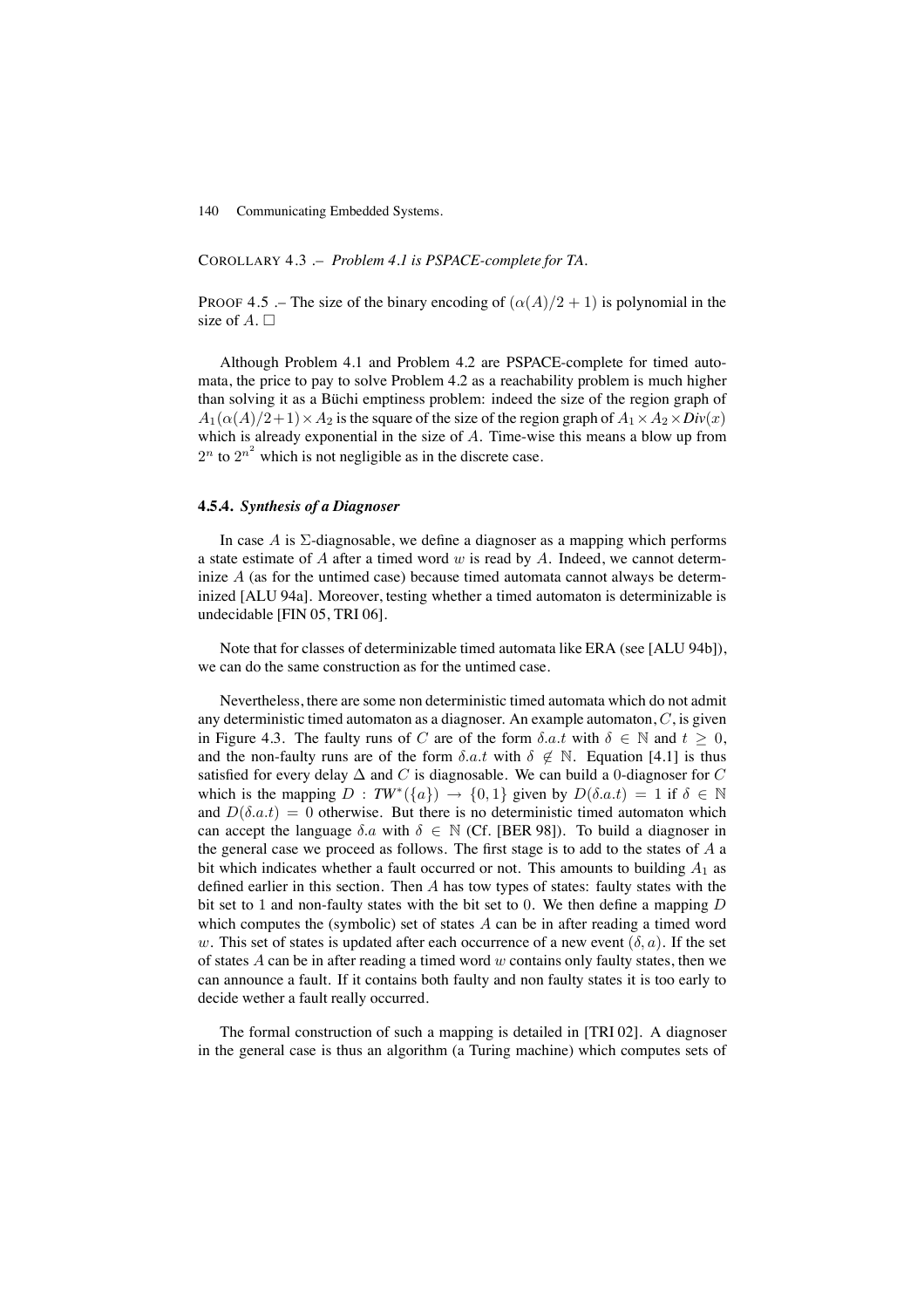COROLLARY 4.3 .– *Problem 4.1 is PSPACE-complete for TA.*

PROOF 4.5 .– The size of the binary encoding of $(\alpha(A)/2 + 1)$ is polynomial in the size of $A$. □

Although Problem 4.1 and Problem 4.2 are PSPACE-complete for timed automata, the price to pay to solve Problem 4.2 as a reachability problem is much higher than solving it as a Büchi emptiness problem: indeed the size of the region graph of $A_1(\alpha(A)/2+1) \times A_2$ is the square of the size of the region graph of $A_1 \times A_2 \times Div(x)$ which is already exponential in the size of $A$. Time-wise this means a blow up from $2^n$ to $2^{n^2}$ which is not negligible as in the discrete case.

### 4.5.4. *Synthesis of a Diagnoser*

In case $A$ is $\Sigma$-diagnosable, we define a diagnoser as a mapping which performs a state estimate of $A$ after a timed word $w$ is read by $A$. Indeed, we cannot determinize $A$ (as for the untimed case) because timed automata cannot always be determinized [ALU 94a]. Moreover, testing whether a timed automaton is determinizable is undecidable [FIN 05, TRI 06].

Note that for classes of determinizable timed automata like ERA (see [ALU 94b]), we can do the same construction as for the untimed case.

Nevertheless, there are some non deterministic timed automata which do not admit any deterministic timed automaton as a diagnoser. An example automaton, $C$, is given in Figure 4.3. The faulty runs of $C$ are of the form $\delta.a.t$ with $\delta \in \mathbb{N}$ and $t \geq 0$, and the non-faulty runs are of the form $\delta.a.t$ with $\delta \notin \mathbb{N}$. Equation [4.1] is thus satisfied for every delay $\Delta$ and $C$ is diagnosable. We can build a 0-diagnoser for $C$ which is the mapping $D : TW^*(\{a\}) \rightarrow \{0, 1\}$ given by $D(\delta.a.t) = 1$ if $\delta \in \mathbb{N}$ and $D(\delta.a.t) = 0$ otherwise. But there is no deterministic timed automaton which can accept the language $\delta.a$ with $\delta \in \mathbb{N}$ (Cf. [BER 98]). To build a diagnoser in the general case we proceed as follows. The first stage is to add to the states of $A$ a bit which indicates whether a fault occurred or not. This amounts to building $A_1$ as defined earlier in this section. Then $A$ has tow types of states: faulty states with the bit set to 1 and non-faulty states with the bit set to 0. We then define a mapping $D$ which computes the (symbolic) set of states $A$ can be in after reading a timed word $w$. This set of states is updated after each occurrence of a new event $(\delta, a)$. If the set of states $A$ can be in after reading a timed word $w$ contains only faulty states, then we can announce a fault. If it contains both faulty and non faulty states it is too early to decide wether a fault really occurred.

The formal construction of such a mapping is detailed in [TRI 02]. A diagnoser in the general case is thus an algorithm (a Turing machine) which computes sets of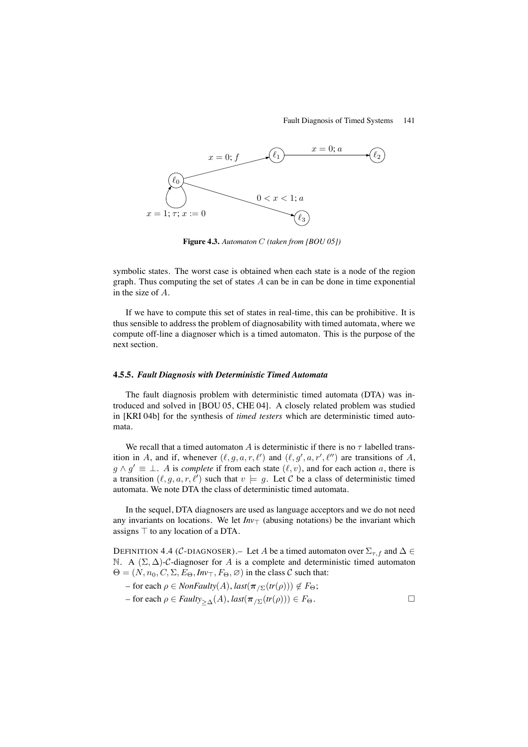**Figure 4.3.** *Automaton $C$ (taken from [BOU 05])*

symbolic states. The worst case is obtained when each state is a node of the region graph. Thus computing the set of states $A$ can be in can be done in time exponential in the size of $A$.

If we have to compute this set of states in real-time, this can be prohibitive. It is thus sensible to address the problem of diagnosability with timed automata, where we compute off-line a diagnoser which is a timed automaton. This is the purpose of the next section.

#### 4.5.5. *Fault Diagnosis with Deterministic Timed Automata*

The fault diagnosis problem with deterministic timed automata (DTA) was introduced and solved in [BOU 05, CHE 04]. A closely related problem was studied in [KRI 04b] for the synthesis of *timed testers* which are deterministic timed automata.

We recall that a timed automaton $A$ is deterministic if there is no $\tau$ labelled transition in $A$, and if, whenever $(\ell, g, a, r, \ell')$ and $(\ell, g', a, r', \ell'')$ are transitions of $A$, $g \wedge g' \equiv \bot$. $A$ is *complete* if from each state $(\ell, v)$, and for each action $a$, there is a transition $(\ell, g, a, r, \ell')$ such that $v \models g$. Let $\mathcal{C}$ be a class of deterministic timed automata. We note DTA the class of deterministic timed automata.

In the sequel, DTA diagnosers are used as language acceptors and we do not need any invariants on locations. We let $Inv_\top$ (abusing notations) be the invariant which assigns $\top$ to any location of a DTA.

DEFINITION 4.4 ($\mathcal{C}$-DIAGNOSER).– Let $A$ be a timed automaton over $\Sigma_{\tau,f}$ and $\Delta \in \mathbb{N}$. A $(\Sigma, \Delta)$-$\mathcal{C}$-diagnoser for $A$ is a complete and deterministic timed automaton $\Theta = (N, n_0, C, \Sigma, E_\Theta, Inv_\top, F_\Theta, \varnothing)$ in the class $\mathcal{C}$ such that:

– for each $\rho \in NonFaulty(A)$, $last(\boldsymbol{\pi}_{/\Sigma}(tr(\rho))) \notin F_\Theta$;

– for each $\rho \in Faulty_{\geq\Delta}(A)$, $last(\boldsymbol{\pi}_{/\Sigma}(tr(\rho))) \in F_\Theta$. □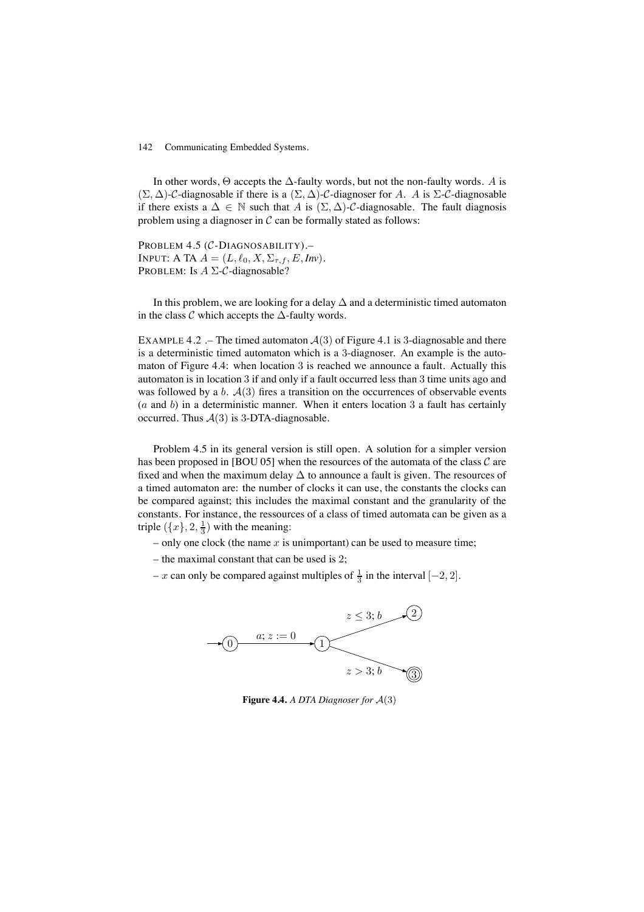In other words, $\Theta$ accepts the $\Delta$-faulty words, but not the non-faulty words. $A$ is $(\Sigma, \Delta)$-$\mathcal{C}$-diagnosable if there is a $(\Sigma, \Delta)$-$\mathcal{C}$-diagnoser for $A$. $A$ is $\Sigma$-$\mathcal{C}$-diagnosable if there exists a $\Delta \in \mathbb{N}$ such that $A$ is $(\Sigma, \Delta)$-$\mathcal{C}$-diagnosable. The fault diagnosis problem using a diagnoser in $\mathcal{C}$ can be formally stated as follows:

PROBLEM 4.5 ($\mathcal{C}$-DIAGNOSABILITY).–
INPUT: A TA $A = (L, \ell_0, X, \Sigma_{\tau,f}, E, \mathit{Inv})$.
PROBLEM: Is $A$ $\Sigma$-$\mathcal{C}$-diagnosable?

In this problem, we are looking for a delay $\Delta$ and a deterministic timed automaton in the class $\mathcal{C}$ which accepts the $\Delta$-faulty words.

EXAMPLE 4.2 .– The timed automaton $\mathcal{A}(3)$ of Figure 4.1 is 3-diagnosable and there is a deterministic timed automaton which is a 3-diagnoser. An example is the automaton of Figure 4.4: when location 3 is reached we announce a fault. Actually this automaton is in location 3 if and only if a fault occurred less than 3 time units ago and was followed by a $b$. $\mathcal{A}(3)$ fires a transition on the occurrences of observable events ($a$ and $b$) in a deterministic manner. When it enters location 3 a fault has certainly occurred. Thus $\mathcal{A}(3)$ is 3-DTA-diagnosable.

Problem 4.5 in its general version is still open. A solution for a simpler version has been proposed in [BOU 05] when the resources of the automata of the class $\mathcal{C}$ are fixed and when the maximum delay $\Delta$ to announce a fault is given. The resources of a timed automaton are: the number of clocks it can use, the constants the clocks can be compared against; this includes the maximal constant and the granularity of the constants. For instance, the ressources of a class of timed automata can be given as a triple $(\{x\}, 2, \frac{1}{3})$ with the meaning:

– only one clock (the name $x$ is unimportant) can be used to measure time;

– the maximal constant that can be used is 2;

– $x$ can only be compared against multiples of $\frac{1}{3}$ in the interval $[-2, 2]$.

**Figure 4.4.** *A DTA Diagnoser for $\mathcal{A}(3)$*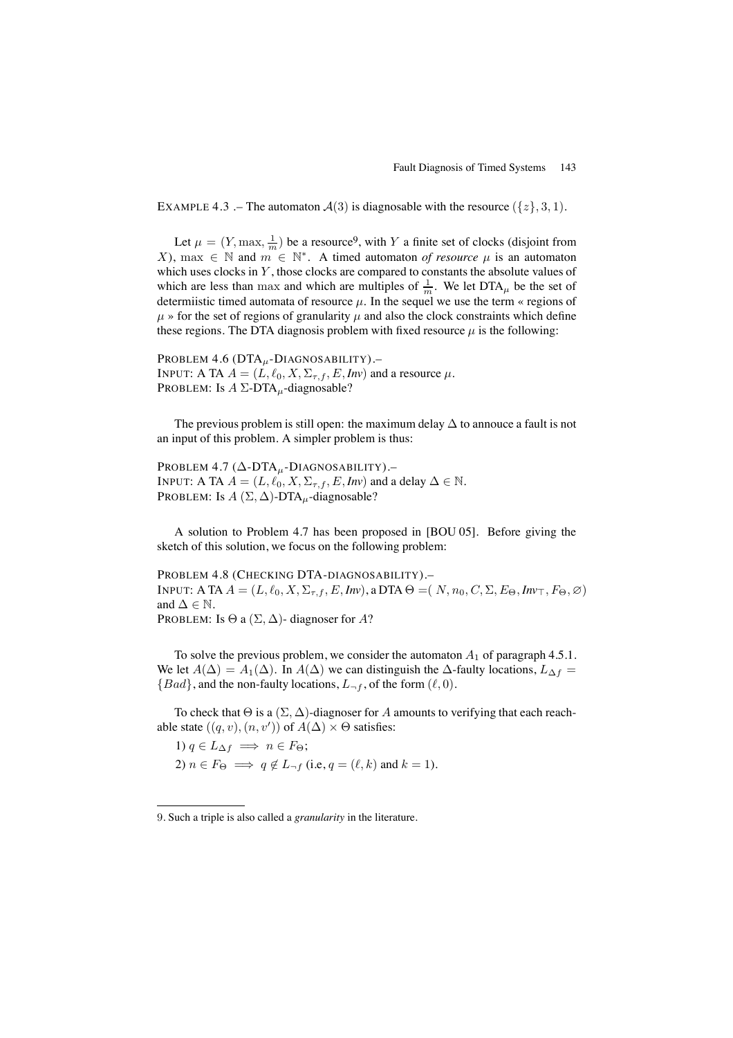EXAMPLE 4.3 .– The automaton $\mathcal{A}(3)$ is diagnosable with the resource $(\{z\}, 3, 1)$.

Let $\mu = (Y, \max, \frac{1}{m})$ be a resource[9], with $Y$ a finite set of clocks (disjoint from $X$), $\max \in \mathbb{N}$ and $m \in \mathbb{N}^*$. A timed automaton *of resource* $\mu$ is an automaton which uses clocks in $Y$, those clocks are compared to constants the absolute values of which are less than $\max$ and which are multiples of $\frac{1}{m}$. We let $\text{DTA}_\mu$ be the set of determiistic timed automata of resource $\mu$. In the sequel we use the term « regions of $\mu$ » for the set of regions of granularity $\mu$ and also the clock constraints which define these regions. The DTA diagnosis problem with fixed resource $\mu$ is the following:

PROBLEM 4.6 ($\text{DTA}_\mu$-DIAGNOSABILITY).–
INPUT: A TA $A = (L, \ell_0, X, \Sigma_{\tau,f}, E, \mathit{Inv})$ and a resource $\mu$.
PROBLEM: Is $A$ $\Sigma$-$\text{DTA}_\mu$-diagnosable?

The previous problem is still open: the maximum delay $\Delta$ to annouce a fault is not an input of this problem. A simpler problem is thus:

PROBLEM 4.7 ($\Delta$-$\text{DTA}_\mu$-DIAGNOSABILITY).–
INPUT: A TA $A = (L, \ell_0, X, \Sigma_{\tau,f}, E, \mathit{Inv})$ and a delay $\Delta \in \mathbb{N}$.
PROBLEM: Is $A$ $(\Sigma, \Delta)$-$\text{DTA}_\mu$-diagnosable?

A solution to Problem 4.7 has been proposed in [BOU 05]. Before giving the sketch of this solution, we focus on the following problem:

PROBLEM 4.8 (CHECKING DTA-DIAGNOSABILITY).–
INPUT: A TA $A = (L, \ell_0, X, \Sigma_{\tau,f}, E, \mathit{Inv})$, a DTA $\Theta = (N, n_0, C, \Sigma, E_\Theta, \mathit{Inv}_\top, F_\Theta, \varnothing)$ and $\Delta \in \mathbb{N}$.
PROBLEM: Is $\Theta$ a $(\Sigma, \Delta)$- diagnoser for $A$?

To solve the previous problem, we consider the automaton $A_1$ of paragraph 4.5.1. We let $A(\Delta) = A_1(\Delta)$. In $A(\Delta)$ we can distinguish the $\Delta$-faulty locations, $L_{\Delta f} = \{Bad\}$, and the non-faulty locations, $L_{\neg f}$, of the form $(\ell, 0)$.

To check that $\Theta$ is a $(\Sigma, \Delta)$-diagnoser for $A$ amounts to verifying that each reachable state $((q, v), (n, v'))$ of $A(\Delta) \times \Theta$ satisfies:

1) $q \in L_{\Delta f} \implies n \in F_\Theta$;

2) $n \in F_\Theta \implies q \notin L_{\neg f}$ (i.e, $q = (\ell, k)$ and $k = 1$).

9. Such a triple is also called a *granularity* in the literature.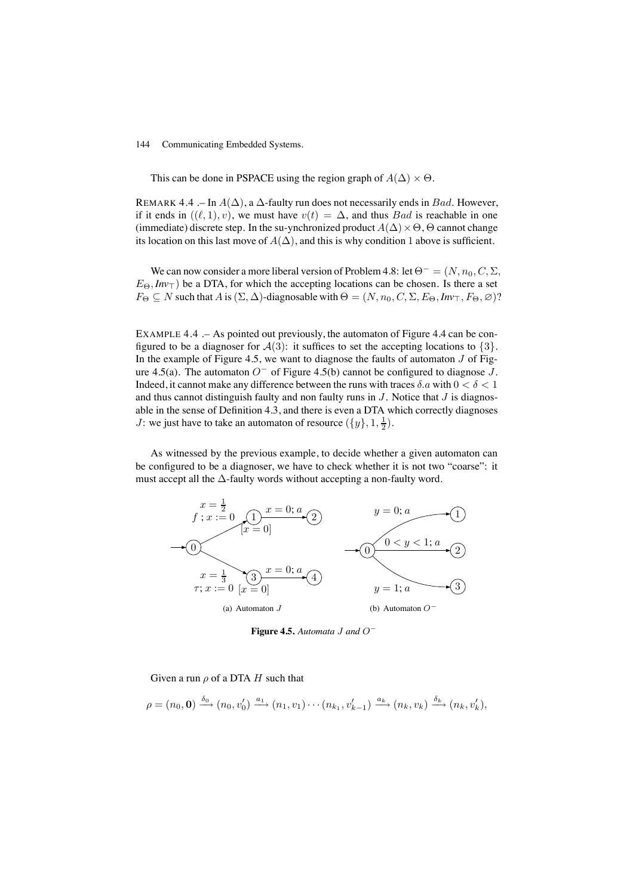This can be done in PSPACE using the region graph of $A(\Delta) \times \Theta$.

REMARK 4.4 .– In $A(\Delta)$, a $\Delta$-faulty run does not necessarily ends in $Bad$. However, if it ends in $((\ell, 1), v)$, we must have $v(t) = \Delta$, and thus $Bad$ is reachable in one (immediate) discrete step. In the su-ynchronized product $A(\Delta) \times \Theta$, $\Theta$ cannot change its location on this last move of $A(\Delta)$, and this is why condition 1 above is sufficient.

We can now consider a more liberal version of Problem 4.8: let $\Theta^- = (N, n_0, C, \Sigma, E_\Theta, \mathit{Inv}_\top)$ be a DTA, for which the accepting locations can be chosen. Is there a set $F_\Theta \subseteq N$ such that $A$ is $(\Sigma, \Delta)$-diagnosable with $\Theta = (N, n_0, C, \Sigma, E_\Theta, \mathit{Inv}_\top, F_\Theta, \varnothing)$?

EXAMPLE 4.4 .– As pointed out previously, the automaton of Figure 4.4 can be configured to be a diagnoser for $\mathcal{A}(3)$: it suffices to set the accepting locations to $\{3\}$. In the example of Figure 4.5, we want to diagnose the faults of automaton $J$ of Figure 4.5(a). The automaton $O^-$ of Figure 4.5(b) cannot be configured to diagnose $J$. Indeed, it cannot make any difference between the runs with traces $\delta.a$ with $0 < \delta < 1$ and thus cannot distinguish faulty and non faulty runs in $J$. Notice that $J$ is diagnosable in the sense of Definition 4.3, and there is even a DTA which correctly diagnoses $J$: we just have to take an automaton of resource $(\{y\}, 1, \frac{1}{2})$.

As witnessed by the previous example, to decide whether a given automaton can be configured to be a diagnoser, we have to check whether it is not two "coarse": it must accept all the $\Delta$-faulty words without accepting a non-faulty word.

(a) Automaton $J$

(b) Automaton $O^-$

**Figure 4.5.** *Automata $J$ and $O^-$*

Given a run $\rho$ of a DTA $H$ such that

$$\rho = (n_0, \mathbf{0}) \xrightarrow{\delta_0} (n_0, v'_0) \xrightarrow{a_1} (n_1, v_1) \cdots (n_{k_1}, v'_{k-1}) \xrightarrow{a_k} (n_k, v_k) \xrightarrow{\delta_k} (n_k, v'_k),$$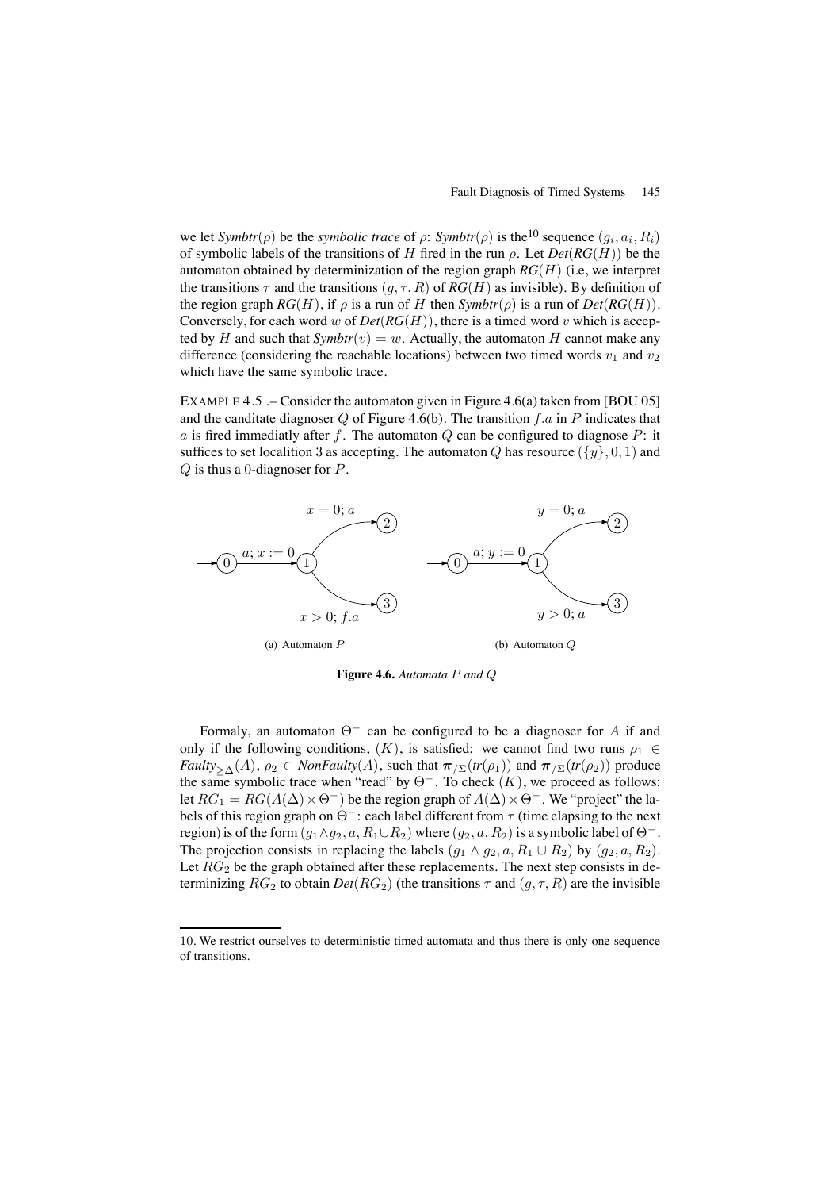we let *Symbtr*($\rho$) be the *symbolic trace* of $\rho$: *Symbtr*($\rho$) is the[10] sequence $(g_i, a_i, R_i)$ of symbolic labels of the transitions of $H$ fired in the run $\rho$. Let *Det*(*RG*($H$)) be the automaton obtained by determinization of the region graph *RG*($H$) (i.e, we interpret the transitions $\tau$ and the transitions $(g, \tau, R)$ of *RG*($H$) as invisible). By definition of the region graph *RG*($H$), if $\rho$ is a run of $H$ then *Symbtr*($\rho$) is a run of *Det*(*RG*($H$)). Conversely, for each word $w$ of *Det*(*RG*($H$)), there is a timed word $v$ which is accepted by $H$ and such that *Symbtr*($v$) $= w$. Actually, the automaton $H$ cannot make any difference (considering the reachable locations) between two timed words $v_1$ and $v_2$ which have the same symbolic trace.

EXAMPLE 4.5 .– Consider the automaton given in Figure 4.6(a) taken from [BOU 05] and the canditate diagnoser $Q$ of Figure 4.6(b). The transition $f.a$ in $P$ indicates that $a$ is fired immediatly after $f$. The automaton $Q$ can be configured to diagnose $P$: it suffices to set localition 3 as accepting. The automaton $Q$ has resource $(\{y\}, 0, 1)$ and $Q$ is thus a 0-diagnoser for $P$.

(a) Automaton $P$

(b) Automaton $Q$

**Figure 4.6.** *Automata $P$ and $Q$*

Formaly, an automaton $\Theta^-$ can be configured to be a diagnoser for $A$ if and only if the following conditions, $(K)$, is satisfied: we cannot find two runs $\rho_1 \in$ *Faulty*$_{\geq \Delta}(A)$, $\rho_2 \in$ *NonFaulty*$(A)$, such that $\pi_{/\Sigma}(tr(\rho_1))$ and $\pi_{/\Sigma}(tr(\rho_2))$ produce the same symbolic trace when "read" by $\Theta^-$. To check $(K)$, we proceed as follows: let $RG_1 = RG(A(\Delta) \times \Theta^-)$ be the region graph of $A(\Delta) \times \Theta^-$. We "project" the labels of this region graph on $\Theta^-$: each label different from $\tau$ (time elapsing to the next region) is of the form $(g_1 \wedge g_2, a, R_1 \cup R_2)$ where $(g_2, a, R_2)$ is a symbolic label of $\Theta^-$. The projection consists in replacing the labels $(g_1 \wedge g_2, a, R_1 \cup R_2)$ by $(g_2, a, R_2)$. Let $RG_2$ be the graph obtained after these replacements. The next step consists in determinizing $RG_2$ to obtain *Det*($RG_2$) (the transitions $\tau$ and $(g, \tau, R)$ are the invisible

10. We restrict ourselves to deterministic timed automata and thus there is only one sequence of transitions.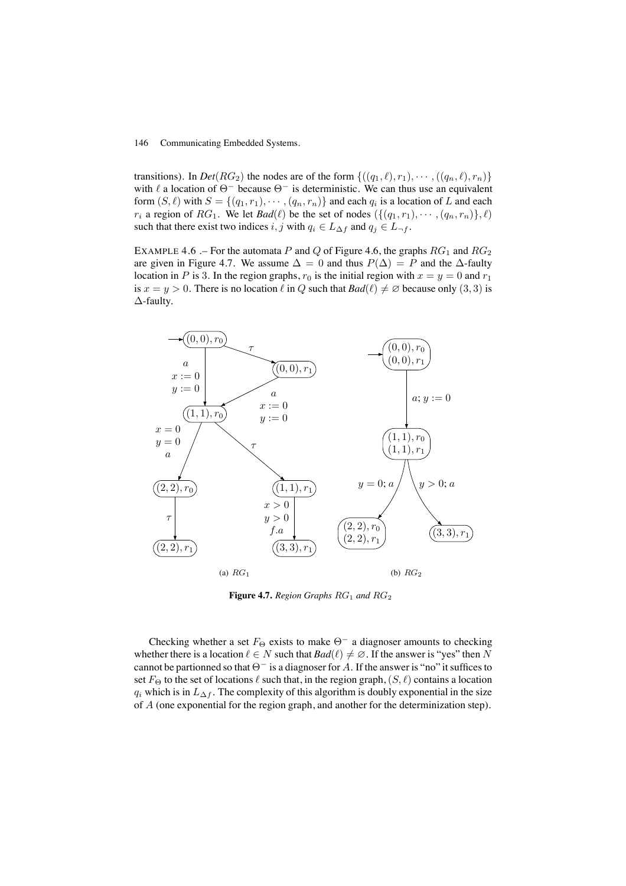transitions). In $Det(RG_2)$ the nodes are of the form $\{((q_1, \ell), r_1), \cdots, ((q_n, \ell), r_n)\}$ with $\ell$ a location of $\Theta^-$ because $\Theta^-$ is deterministic. We can thus use an equivalent form $(S, \ell)$ with $S = \{(q_1, r_1), \cdots, (q_n, r_n)\}$ and each $q_i$ is a location of $L$ and each $r_i$ a region of $RG_1$. We let $Bad(\ell)$ be the set of nodes $(\{(q_1, r_1), \cdots, (q_n, r_n)\}, \ell)$ such that there exist two indices $i, j$ with $q_i \in L_{\Delta f}$ and $q_j \in L_{\neg f}$.

EXAMPLE 4.6 .– For the automata $P$ and $Q$ of Figure 4.6, the graphs $RG_1$ and $RG_2$ are given in Figure 4.7. We assume $\Delta = 0$ and thus $P(\Delta) = P$ and the $\Delta$-faulty location in $P$ is 3. In the region graphs, $r_0$ is the initial region with $x = y = 0$ and $r_1$ is $x = y > 0$. There is no location $\ell$ in $Q$ such that $Bad(\ell) \neq \varnothing$ because only $(3, 3)$ is $\Delta$-faulty.

(a) $RG_1$ (b) $RG_2$

**Figure 4.7.** *Region Graphs $RG_1$ and $RG_2$*

Checking whether a set $F_\Theta$ exists to make $\Theta^-$ a diagnoser amounts to checking whether there is a location $\ell \in N$ such that $Bad(\ell) \neq \varnothing$. If the answer is "yes" then $N$ cannot be partionned so that $\Theta^-$ is a diagnoser for $A$. If the answer is "no" it suffices to set $F_\Theta$ to the set of locations $\ell$ such that, in the region graph, $(S, \ell)$ contains a location $q_i$ which is in $L_{\Delta f}$. The complexity of this algorithm is doubly exponential in the size of $A$ (one exponential for the region graph, and another for the determinization step).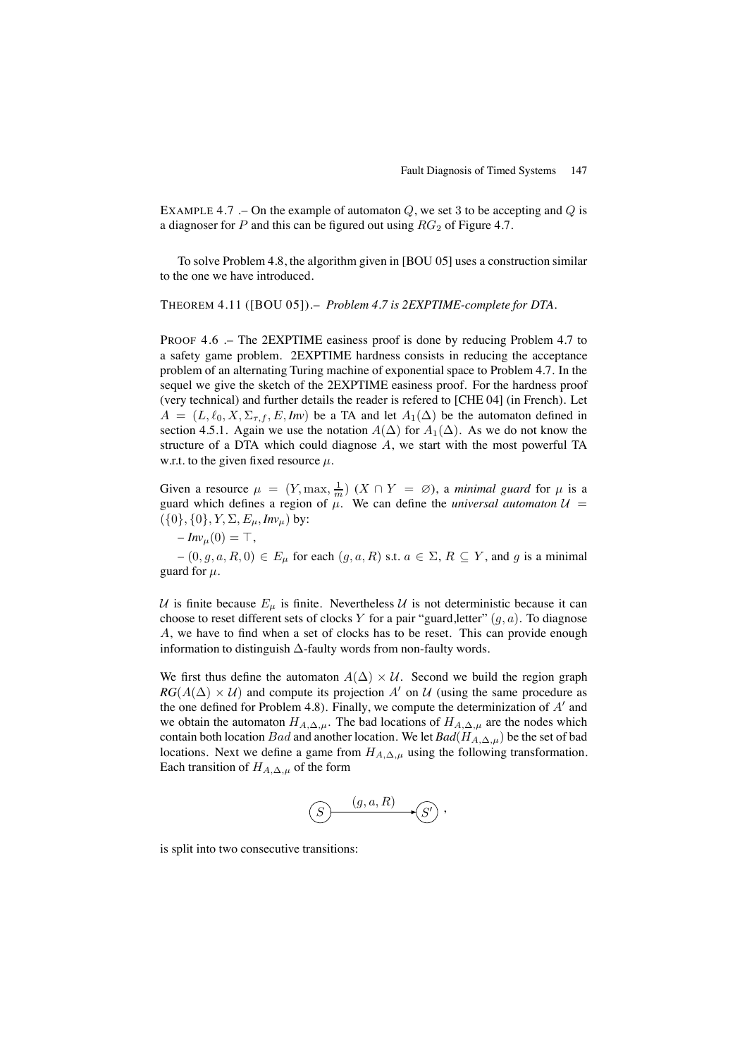EXAMPLE 4.7 .– On the example of automaton $Q$, we set 3 to be accepting and $Q$ is a diagnoser for $P$ and this can be figured out using $RG_2$ of Figure 4.7.

To solve Problem 4.8, the algorithm given in [BOU 05] uses a construction similar to the one we have introduced.

THEOREM 4.11 ([BOU 05]).– *Problem 4.7 is 2EXPTIME-complete for DTA.*

PROOF 4.6 .– The 2EXPTIME easiness proof is done by reducing Problem 4.7 to a safety game problem. 2EXPTIME hardness consists in reducing the acceptance problem of an alternating Turing machine of exponential space to Problem 4.7. In the sequel we give the sketch of the 2EXPTIME easiness proof. For the hardness proof (very technical) and further details the reader is refered to [CHE 04] (in French). Let $A = (L, \ell_0, X, \Sigma_{\tau,f}, E, \mathit{Inv})$ be a TA and let $A_1(\Delta)$ be the automaton defined in section 4.5.1. Again we use the notation $A(\Delta)$ for $A_1(\Delta)$. As we do not know the structure of a DTA which could diagnose $A$, we start with the most powerful TA w.r.t. to the given fixed resource $\mu$.

Given a resource $\mu = (Y, \max, \frac{1}{m})$ ($X \cap Y = \varnothing$), a *minimal guard* for $\mu$ is a guard which defines a region of $\mu$. We can define the *universal automaton* $\mathcal{U} = (\{0\}, \{0\}, Y, \Sigma, E_\mu, \mathit{Inv}_\mu)$ by:

– $\mathit{Inv}_\mu(0) = \top$,

– $(0, g, a, R, 0) \in E_\mu$ for each $(g, a, R)$ s.t. $a \in \Sigma$, $R \subseteq Y$, and $g$ is a minimal guard for $\mu$.

$\mathcal{U}$ is finite because $E_\mu$ is finite. Nevertheless $\mathcal{U}$ is not deterministic because it can choose to reset different sets of clocks $Y$ for a pair "guard,letter" $(g, a)$. To diagnose $A$, we have to find when a set of clocks has to be reset. This can provide enough information to distinguish $\Delta$-faulty words from non-faulty words.

We first thus define the automaton $A(\Delta) \times \mathcal{U}$. Second we build the region graph $RG(A(\Delta) \times \mathcal{U})$ and compute its projection $A'$ on $\mathcal{U}$ (using the same procedure as the one defined for Problem 4.8). Finally, we compute the determinization of $A'$ and we obtain the automaton $H_{A,\Delta,\mu}$. The bad locations of $H_{A,\Delta,\mu}$ are the nodes which contain both location $Bad$ and another location. We let $\mathit{Bad}(H_{A,\Delta,\mu})$ be the set of bad locations. Next we define a game from $H_{A,\Delta,\mu}$ using the following transformation. Each transition of $H_{A,\Delta,\mu}$ of the form

$$S \xrightarrow{(g,a,R)} S',$$

is split into two consecutive transitions: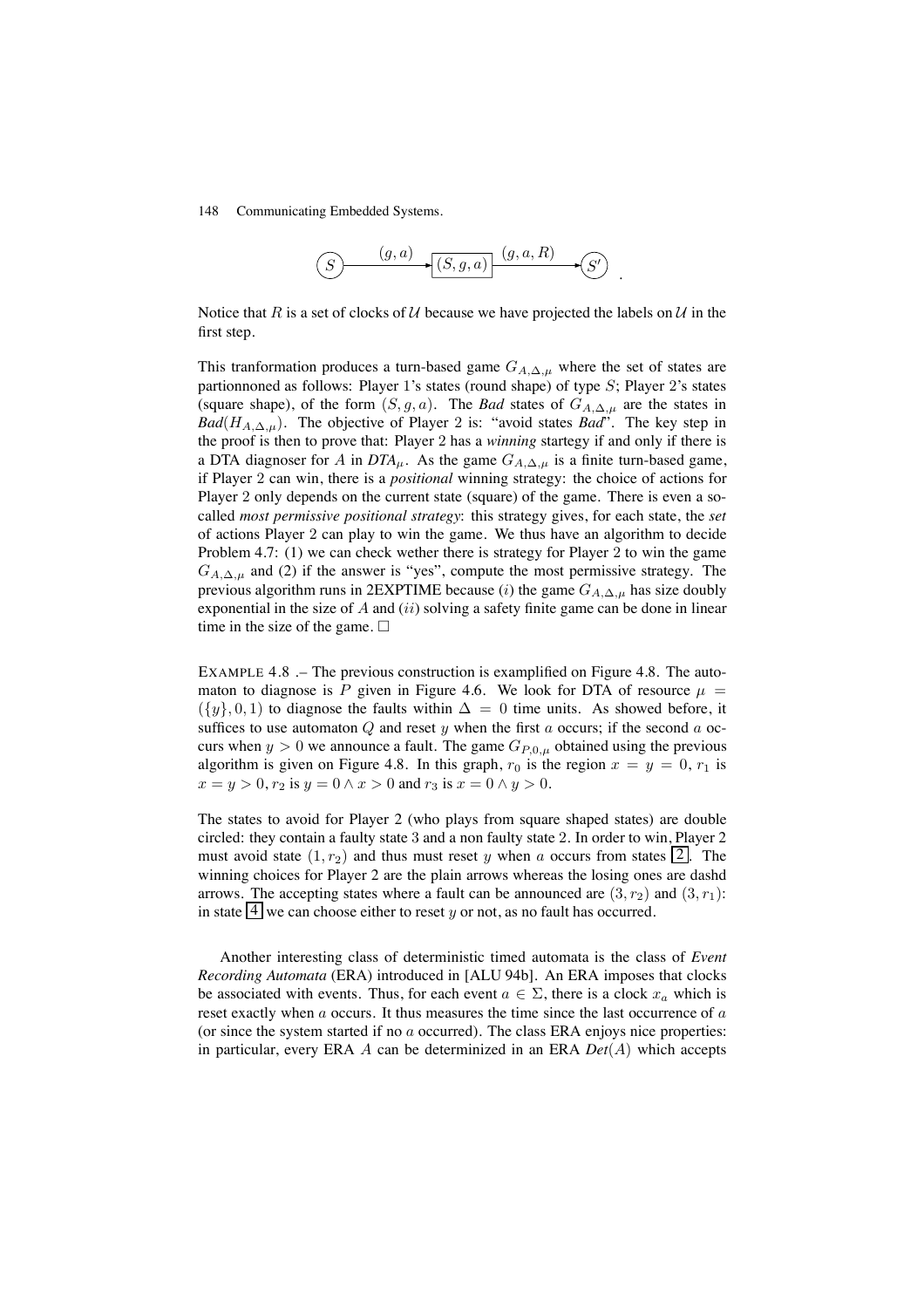$$S \xrightarrow{(g,a)} \boxed{(S,g,a)} \xrightarrow{(g,a,R)} S' \quad .$$

Notice that $R$ is a set of clocks of $\mathcal{U}$ because we have projected the labels on $\mathcal{U}$ in the first step.

This tranformation produces a turn-based game $G_{A,\Delta,\mu}$ where the set of states are partionnoned as follows: Player 1's states (round shape) of type $S$; Player 2's states (square shape), of the form $(S, g, a)$. The *Bad* states of $G_{A,\Delta,\mu}$ are the states in *Bad*$(H_{A,\Delta,\mu})$. The objective of Player 2 is: "avoid states *Bad*". The key step in the proof is then to prove that: Player 2 has a *winning* startegy if and only if there is a DTA diagnoser for $A$ in *DTA*$_\mu$. As the game $G_{A,\Delta,\mu}$ is a finite turn-based game, if Player 2 can win, there is a *positional* winning strategy: the choice of actions for Player 2 only depends on the current state (square) of the game. There is even a so-called *most permissive positional strategy*: this strategy gives, for each state, the *set* of actions Player 2 can play to win the game. We thus have an algorithm to decide Problem 4.7: (1) we can check wether there is strategy for Player 2 to win the game $G_{A,\Delta,\mu}$ and (2) if the answer is "yes", compute the most permissive strategy. The previous algorithm runs in 2EXPTIME because $(i)$ the game $G_{A,\Delta,\mu}$ has size doubly exponential in the size of $A$ and $(ii)$ solving a safety finite game can be done in linear time in the size of the game. □

EXAMPLE 4.8 .– The previous construction is examplified on Figure 4.8. The automaton to diagnose is $P$ given in Figure 4.6. We look for DTA of resource $\mu = (\{y\}, 0, 1)$ to diagnose the faults within $\Delta = 0$ time units. As showed before, it suffices to use automaton $Q$ and reset $y$ when the first $a$ occurs; if the second $a$ occurs when $y > 0$ we announce a fault. The game $G_{P,0,\mu}$ obtained using the previous algorithm is given on Figure 4.8. In this graph, $r_0$ is the region $x = y = 0$, $r_1$ is $x = y > 0$, $r_2$ is $y = 0 \wedge x > 0$ and $r_3$ is $x = 0 \wedge y > 0$.

The states to avoid for Player 2 (who plays from square shaped states) are double circled: they contain a faulty state 3 and a non faulty state 2. In order to win, Player 2 must avoid state $(1, r_2)$ and thus must reset $y$ when $a$ occurs from states $\boxed{2}$. The winning choices for Player 2 are the plain arrows whereas the losing ones are dashd arrows. The accepting states where a fault can be announced are $(3, r_2)$ and $(3, r_1)$: in state $\boxed{4}$ we can choose either to reset $y$ or not, as no fault has occurred.

Another interesting class of deterministic timed automata is the class of *Event Recording Automata* (ERA) introduced in [ALU 94b]. An ERA imposes that clocks be associated with events. Thus, for each event $a \in \Sigma$, there is a clock $x_a$ which is reset exactly when $a$ occurs. It thus measures the time since the last occurrence of $a$ (or since the system started if no $a$ occurred). The class ERA enjoys nice properties: in particular, every ERA $A$ can be determinized in an ERA *Det*$(A)$ which accepts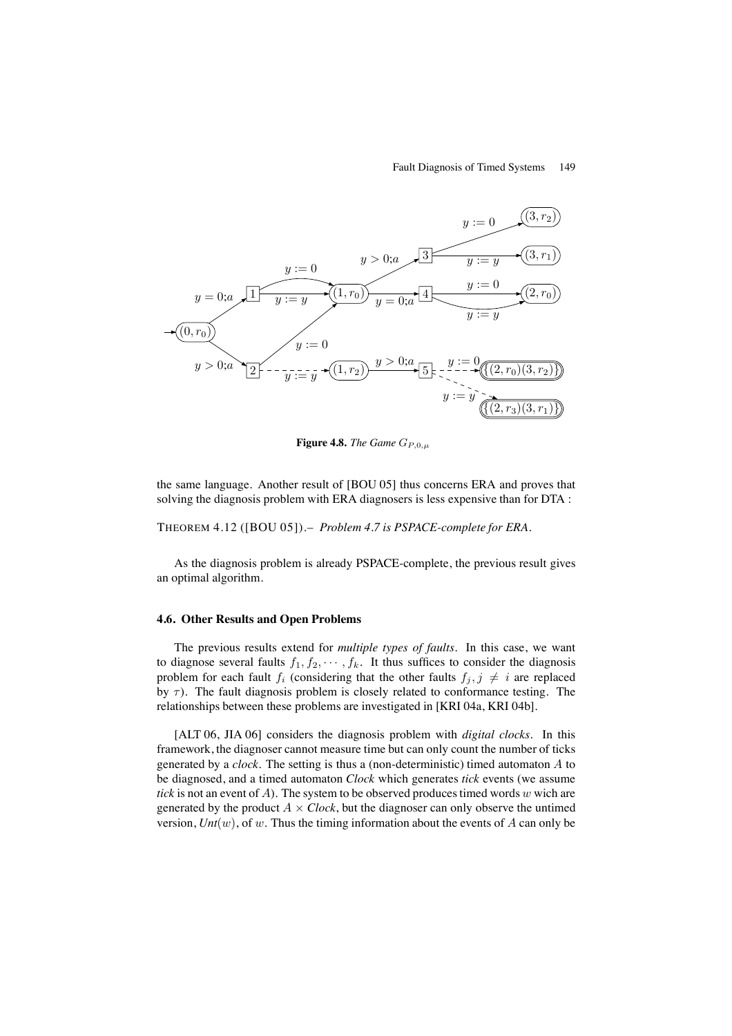**Figure 4.8.** *The Game* $G_{P,0,\mu}$

the same language. Another result of [BOU 05] thus concerns ERA and proves that solving the diagnosis problem with ERA diagnosers is less expensive than for DTA :

THEOREM 4.12 ([BOU 05]).– *Problem 4.7 is PSPACE-complete for ERA.*

As the diagnosis problem is already PSPACE-complete, the previous result gives an optimal algorithm.

### 4.6. Other Results and Open Problems

The previous results extend for *multiple types of faults*. In this case, we want to diagnose several faults $f_1, f_2, \cdots, f_k$. It thus suffices to consider the diagnosis problem for each fault $f_i$ (considering that the other faults $f_j, j \neq i$ are replaced by $\tau$). The fault diagnosis problem is closely related to conformance testing. The relationships between these problems are investigated in [KRI 04a, KRI 04b].

[ALT 06, JIA 06] considers the diagnosis problem with *digital clocks*. In this framework, the diagnoser cannot measure time but can only count the number of ticks generated by a *clock*. The setting is thus a (non-deterministic) timed automaton $A$ to be diagnosed, and a timed automaton *Clock* which generates *tick* events (we assume *tick* is not an event of $A$). The system to be observed produces timed words $w$ wich are generated by the product $A \times$ *Clock*, but the diagnoser can only observe the untimed version, *Unt*$(w)$, of $w$. Thus the timing information about the events of $A$ can only be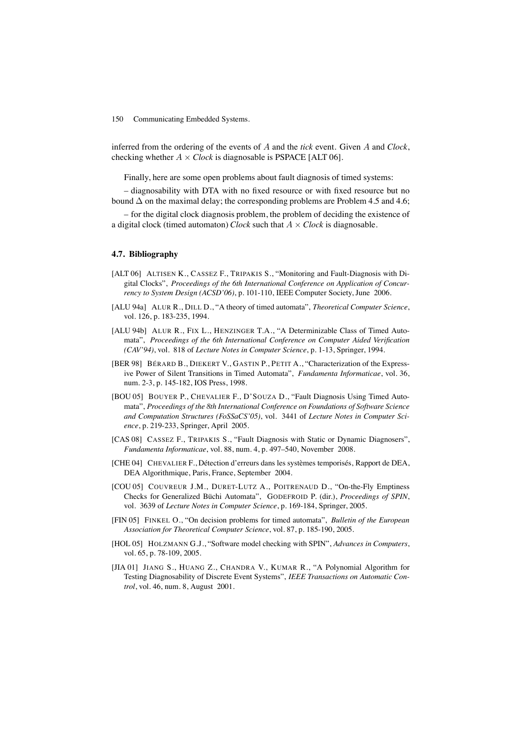inferred from the ordering of the events of $A$ and the *tick* event. Given $A$ and *Clock*, checking whether $A \times$ *Clock* is diagnosable is PSPACE [ALT 06].

Finally, here are some open problems about fault diagnosis of timed systems:

– diagnosability with DTA with no fixed resource or with fixed resource but no bound $\Delta$ on the maximal delay; the corresponding problems are Problem 4.5 and 4.6;

– for the digital clock diagnosis problem, the problem of deciding the existence of a digital clock (timed automaton) *Clock* such that $A \times$ *Clock* is diagnosable.

## 4.7. Bibliography

[ALT 06] ALTISEN K., CASSEZ F., TRIPAKIS S., "Monitoring and Fault-Diagnosis with Digital Clocks", *Proceedings of the 6th International Conference on Application of Concurrency to System Design (ACSD'06)*, p. 101-110, IEEE Computer Society, June 2006.

[ALU 94a] ALUR R., DILL D., "A theory of timed automata", *Theoretical Computer Science*, vol. 126, p. 183-235, 1994.

[ALU 94b] ALUR R., FIX L., HENZINGER T.A., "A Determinizable Class of Timed Automata", *Proceedings of the 6th International Conference on Computer Aided Verification (CAV'94)*, vol. 818 of *Lecture Notes in Computer Science*, p. 1-13, Springer, 1994.

[BER 98] BÉRARD B., DIEKERT V., GASTIN P., PETIT A., "Characterization of the Expressive Power of Silent Transitions in Timed Automata", *Fundamenta Informaticae*, vol. 36, num. 2-3, p. 145-182, IOS Press, 1998.

[BOU 05] BOUYER P., CHEVALIER F., D'SOUZA D., "Fault Diagnosis Using Timed Automata", *Proceedings of the 8th International Conference on Foundations of Software Science and Computation Structures (FoSSaCS'05)*, vol. 3441 of *Lecture Notes in Computer Science*, p. 219-233, Springer, April 2005.

[CAS 08] CASSEZ F., TRIPAKIS S., "Fault Diagnosis with Static or Dynamic Diagnosers", *Fundamenta Informaticae*, vol. 88, num. 4, p. 497–540, November 2008.

[CHE 04] CHEVALIER F., Détection d'erreurs dans les systèmes temporisés, Rapport de DEA, DEA Algorithmique, Paris, France, September 2004.

[COU 05] COUVREUR J.M., DURET-LUTZ A., POITRENAUD D., "On-the-Fly Emptiness Checks for Generalized Büchi Automata", GODEFROID P. (dir.), *Proceedings of SPIN*, vol. 3639 of *Lecture Notes in Computer Science*, p. 169-184, Springer, 2005.

[FIN 05] FINKEL O., "On decision problems for timed automata", *Bulletin of the European Association for Theoretical Computer Science*, vol. 87, p. 185-190, 2005.

[HOL 05] HOLZMANN G.J., "Software model checking with SPIN", *Advances in Computers*, vol. 65, p. 78-109, 2005.

[JIA 01] JIANG S., HUANG Z., CHANDRA V., KUMAR R., "A Polynomial Algorithm for Testing Diagnosability of Discrete Event Systems", *IEEE Transactions on Automatic Control*, vol. 46, num. 8, August 2001.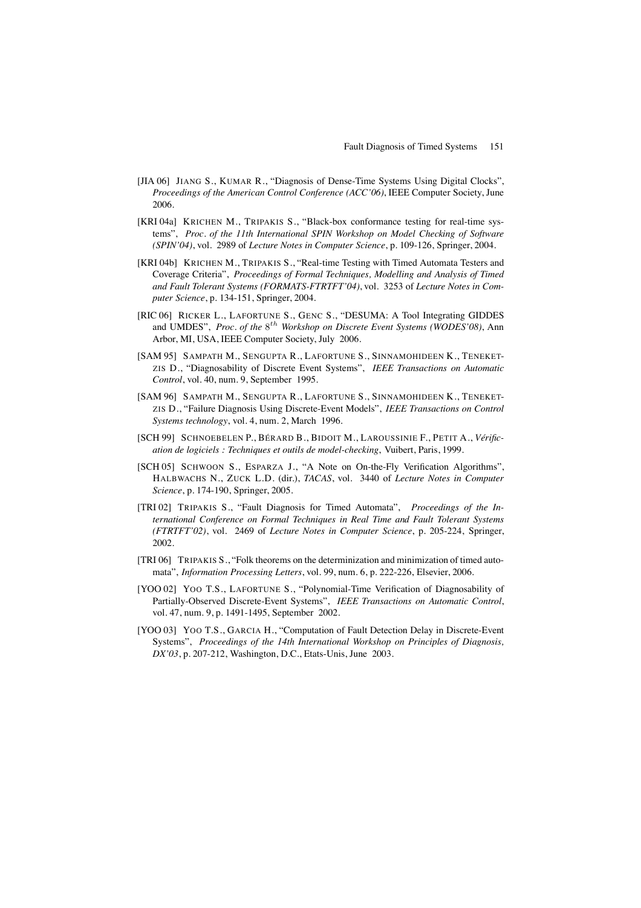[JIA 06] JIANG S., KUMAR R., "Diagnosis of Dense-Time Systems Using Digital Clocks", *Proceedings of the American Control Conference (ACC'06)*, IEEE Computer Society, June 2006.

[KRI 04a] KRICHEN M., TRIPAKIS S., "Black-box conformance testing for real-time systems", *Proc. of the 11th International SPIN Workshop on Model Checking of Software (SPIN'04)*, vol. 2989 of *Lecture Notes in Computer Science*, p. 109-126, Springer, 2004.

[KRI 04b] KRICHEN M., TRIPAKIS S., "Real-time Testing with Timed Automata Testers and Coverage Criteria", *Proceedings of Formal Techniques, Modelling and Analysis of Timed and Fault Tolerant Systems (FORMATS-FTRTFT'04)*, vol. 3253 of *Lecture Notes in Computer Science*, p. 134-151, Springer, 2004.

[RIC 06] RICKER L., LAFORTUNE S., GENC S., "DESUMA: A Tool Integrating GIDDES and UMDES", *Proc. of the* $8^{th}$ *Workshop on Discrete Event Systems (WODES'08)*, Ann Arbor, MI, USA, IEEE Computer Society, July 2006.

[SAM 95] SAMPATH M., SENGUPTA R., LAFORTUNE S., SINNAMOHIDEEN K., TENEKETZIS D., "Diagnosability of Discrete Event Systems", *IEEE Transactions on Automatic Control*, vol. 40, num. 9, September 1995.

[SAM 96] SAMPATH M., SENGUPTA R., LAFORTUNE S., SINNAMOHIDEEN K., TENEKETZIS D., "Failure Diagnosis Using Discrete-Event Models", *IEEE Transactions on Control Systems technology*, vol. 4, num. 2, March 1996.

[SCH 99] SCHNOEBELEN P., BÉRARD B., BIDOIT M., LAROUSSINIE F., PETIT A., *Vérification de logiciels : Techniques et outils de model-checking*, Vuibert, Paris, 1999.

[SCH 05] SCHWOON S., ESPARZA J., "A Note on On-the-Fly Verification Algorithms", HALBWACHS N., ZUCK L.D. (dir.), *TACAS*, vol. 3440 of *Lecture Notes in Computer Science*, p. 174-190, Springer, 2005.

[TRI 02] TRIPAKIS S., "Fault Diagnosis for Timed Automata", *Proceedings of the International Conference on Formal Techniques in Real Time and Fault Tolerant Systems (FTRTFT'02)*, vol. 2469 of *Lecture Notes in Computer Science*, p. 205-224, Springer, 2002.

[TRI 06] TRIPAKIS S., "Folk theorems on the determinization and minimization of timed automata", *Information Processing Letters*, vol. 99, num. 6, p. 222-226, Elsevier, 2006.

[YOO 02] YOO T.S., LAFORTUNE S., "Polynomial-Time Verification of Diagnosability of Partially-Observed Discrete-Event Systems", *IEEE Transactions on Automatic Control*, vol. 47, num. 9, p. 1491-1495, September 2002.

[YOO 03] YOO T.S., GARCIA H., "Computation of Fault Detection Delay in Discrete-Event Systems", *Proceedings of the 14th International Workshop on Principles of Diagnosis, DX'03*, p. 207-212, Washington, D.C., Etats-Unis, June 2003.